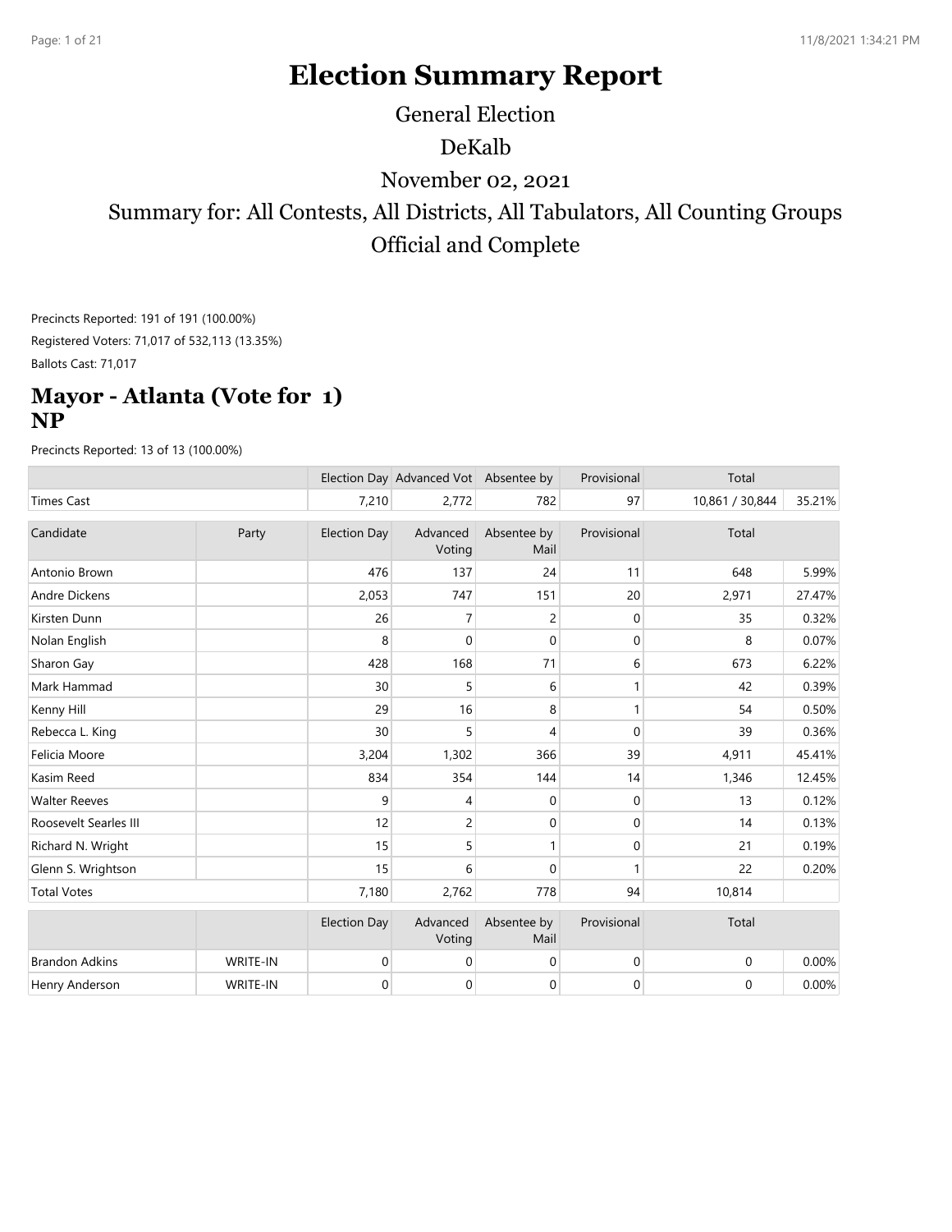# Election Summary Report

General Election

DeKalb

November 02, 2021

Summary for: All Contests, All Districts, All Tabulators, All Counting Groups

Official and Complete

Precincts Reported: 191 of 191 (100.00%)

Registered Voters: 71,017 of 532,113 (13.35%)

Ballots Cast: 71,017

## Mayor - Atlanta (Vote for 1) NP

Precincts Reported: 13 of 13 (100.00%)

| | | Election Day | Advanced Vot | Absentee by | Provisional | Total | |
|---|---|---|---|---|---|---|---|
| Times Cast | | 7,210 | 2,772 | 782 | 97 | 10,861 / 30,844 | 35.21% |

| Candidate | Party | Election Day | Advanced Voting | Absentee by Mail | Provisional | Total | |
|---|---|---|---|---|---|---|---|
| Antonio Brown | | 476 | 137 | 24 | 11 | 648 | 5.99% |
| Andre Dickens | | 2,053 | 747 | 151 | 20 | 2,971 | 27.47% |
| Kirsten Dunn | | 26 | 7 | 2 | 0 | 35 | 0.32% |
| Nolan English | | 8 | 0 | 0 | 0 | 8 | 0.07% |
| Sharon Gay | | 428 | 168 | 71 | 6 | 673 | 6.22% |
| Mark Hammad | | 30 | 5 | 6 | 1 | 42 | 0.39% |
| Kenny Hill | | 29 | 16 | 8 | 1 | 54 | 0.50% |
| Rebecca L. King | | 30 | 5 | 4 | 0 | 39 | 0.36% |
| Felicia Moore | | 3,204 | 1,302 | 366 | 39 | 4,911 | 45.41% |
| Kasim Reed | | 834 | 354 | 144 | 14 | 1,346 | 12.45% |
| Walter Reeves | | 9 | 4 | 0 | 0 | 13 | 0.12% |
| Roosevelt Searles III | | 12 | 2 | 0 | 0 | 14 | 0.13% |
| Richard N. Wright | | 15 | 5 | 1 | 0 | 21 | 0.19% |
| Glenn S. Wrightson | | 15 | 6 | 0 | 1 | 22 | 0.20% |
| Total Votes | | 7,180 | 2,762 | 778 | 94 | 10,814 | |

| | | Election Day | Advanced Voting | Absentee by Mail | Provisional | Total | |
|---|---|---|---|---|---|---|---|
| Brandon Adkins | WRITE-IN | 0 | 0 | 0 | 0 | 0 | 0.00% |
| Henry Anderson | WRITE-IN | 0 | 0 | 0 | 0 | 0 | 0.00% |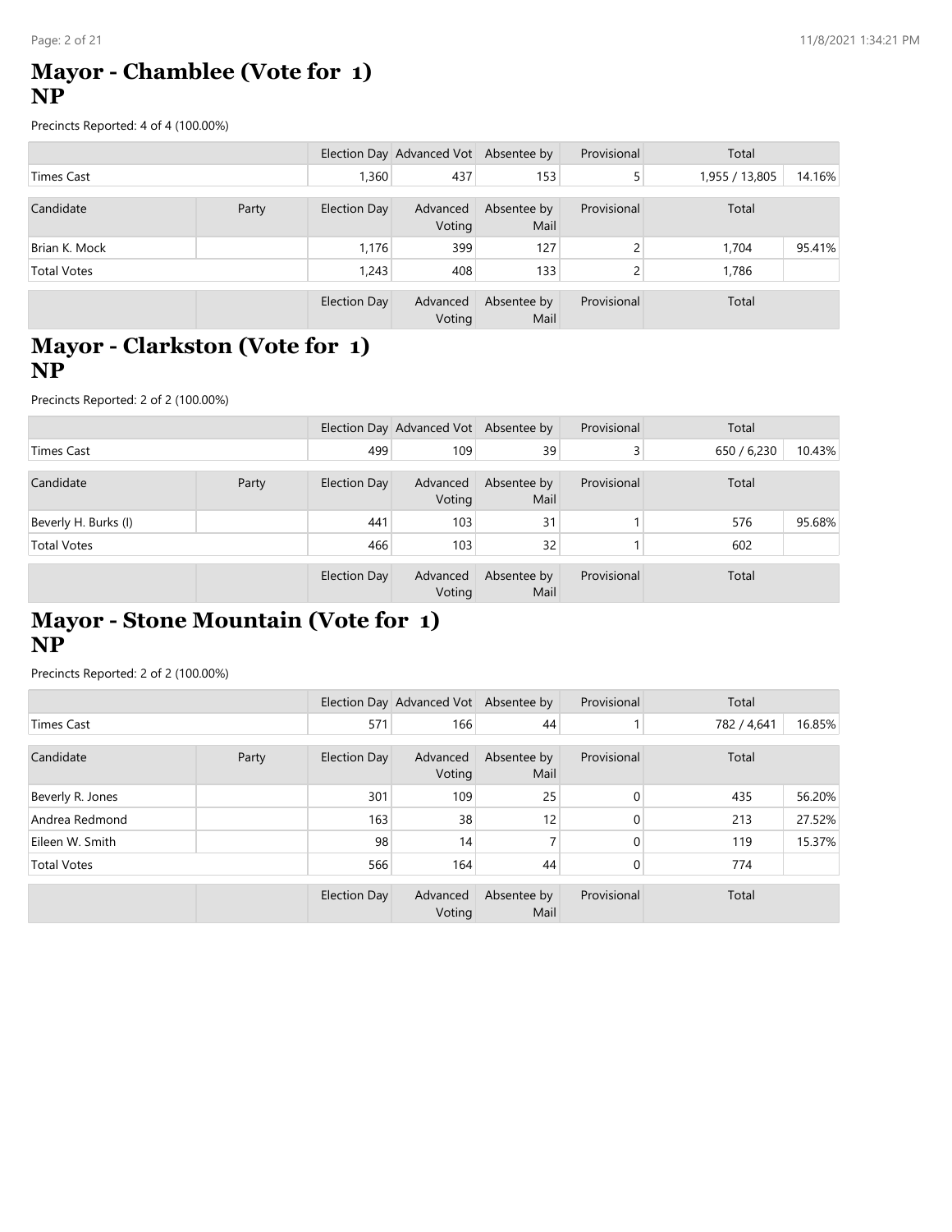## Mayor - Chamblee (Vote for 1) NP

Precincts Reported: 4 of 4 (100.00%)

| | | Election Day | Advanced Vot | Absentee by | Provisional | Total | |
|---|---|---|---|---|---|---|---|
| Times Cast | | 1,360 | 437 | 153 | 5 | 1,955 / 13,805 | 14.16% |

| Candidate | Party | Election Day | Advanced Voting | Absentee by Mail | Provisional | Total | |
|---|---|---|---|---|---|---|---|
| Brian K. Mock | | 1,176 | 399 | 127 | 2 | 1,704 | 95.41% |
| Total Votes | | 1,243 | 408 | 133 | 2 | 1,786 | |
| | | Election Day | Advanced Voting | Absentee by Mail | Provisional | Total | |

## Mayor - Clarkston (Vote for 1) NP

Precincts Reported: 2 of 2 (100.00%)

| | | Election Day | Advanced Vot | Absentee by | Provisional | Total | |
|---|---|---|---|---|---|---|---|
| Times Cast | | 499 | 109 | 39 | 3 | 650 / 6,230 | 10.43% |

| Candidate | Party | Election Day | Advanced Voting | Absentee by Mail | Provisional | Total | |
|---|---|---|---|---|---|---|---|
| Beverly H. Burks (I) | | 441 | 103 | 31 | 1 | 576 | 95.68% |
| Total Votes | | 466 | 103 | 32 | 1 | 602 | |
| | | Election Day | Advanced Voting | Absentee by Mail | Provisional | Total | |

## Mayor - Stone Mountain (Vote for 1) NP

Precincts Reported: 2 of 2 (100.00%)

| | | Election Day | Advanced Vot | Absentee by | Provisional | Total | |
|---|---|---|---|---|---|---|---|
| Times Cast | | 571 | 166 | 44 | 1 | 782 / 4,641 | 16.85% |

| Candidate | Party | Election Day | Advanced Voting | Absentee by Mail | Provisional | Total | |
|---|---|---|---|---|---|---|---|
| Beverly R. Jones | | 301 | 109 | 25 | 0 | 435 | 56.20% |
| Andrea Redmond | | 163 | 38 | 12 | 0 | 213 | 27.52% |
| Eileen W. Smith | | 98 | 14 | 7 | 0 | 119 | 15.37% |
| Total Votes | | 566 | 164 | 44 | 0 | 774 | |
| | | Election Day | Advanced Voting | Absentee by Mail | Provisional | Total | |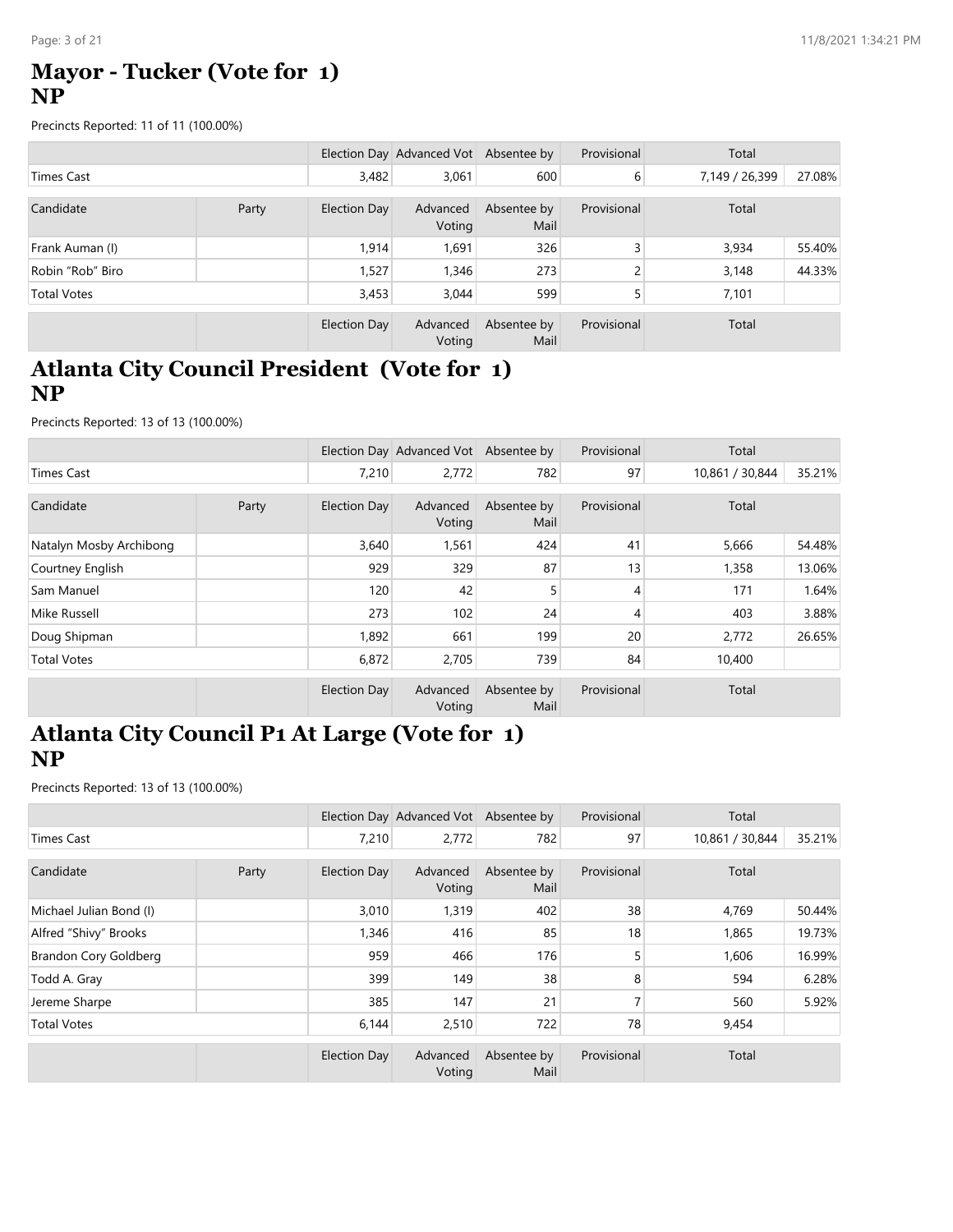## Mayor - Tucker (Vote for 1)
## NP

Precincts Reported: 11 of 11 (100.00%)

| | | Election Day | Advanced Vot | Absentee by | Provisional | Total | |
|---|---|---|---|---|---|---|---|
| Times Cast | | 3,482 | 3,061 | 600 | 6 | 7,149 / 26,399 | 27.08% |

| Candidate | Party | Election Day | Advanced Voting | Absentee by Mail | Provisional | Total | |
|---|---|---|---|---|---|---|---|
| Frank Auman (I) | | 1,914 | 1,691 | 326 | 3 | 3,934 | 55.40% |
| Robin “Rob” Biro | | 1,527 | 1,346 | 273 | 2 | 3,148 | 44.33% |
| Total Votes | | 3,453 | 3,044 | 599 | 5 | 7,101 | |
| | | Election Day | Advanced Voting | Absentee by Mail | Provisional | Total | |

## Atlanta City Council President (Vote for 1)
## NP

Precincts Reported: 13 of 13 (100.00%)

| | | Election Day | Advanced Vot | Absentee by | Provisional | Total | |
|---|---|---|---|---|---|---|---|
| Times Cast | | 7,210 | 2,772 | 782 | 97 | 10,861 / 30,844 | 35.21% |

| Candidate | Party | Election Day | Advanced Voting | Absentee by Mail | Provisional | Total | |
|---|---|---|---|---|---|---|---|
| Natalyn Mosby Archibong | | 3,640 | 1,561 | 424 | 41 | 5,666 | 54.48% |
| Courtney English | | 929 | 329 | 87 | 13 | 1,358 | 13.06% |
| Sam Manuel | | 120 | 42 | 5 | 4 | 171 | 1.64% |
| Mike Russell | | 273 | 102 | 24 | 4 | 403 | 3.88% |
| Doug Shipman | | 1,892 | 661 | 199 | 20 | 2,772 | 26.65% |
| Total Votes | | 6,872 | 2,705 | 739 | 84 | 10,400 | |
| | | Election Day | Advanced Voting | Absentee by Mail | Provisional | Total | |

## Atlanta City Council P1 At Large (Vote for 1)
## NP

Precincts Reported: 13 of 13 (100.00%)

| | | Election Day | Advanced Vot | Absentee by | Provisional | Total | |
|---|---|---|---|---|---|---|---|
| Times Cast | | 7,210 | 2,772 | 782 | 97 | 10,861 / 30,844 | 35.21% |

| Candidate | Party | Election Day | Advanced Voting | Absentee by Mail | Provisional | Total | |
|---|---|---|---|---|---|---|---|
| Michael Julian Bond (I) | | 3,010 | 1,319 | 402 | 38 | 4,769 | 50.44% |
| Alfred “Shivy” Brooks | | 1,346 | 416 | 85 | 18 | 1,865 | 19.73% |
| Brandon Cory Goldberg | | 959 | 466 | 176 | 5 | 1,606 | 16.99% |
| Todd A. Gray | | 399 | 149 | 38 | 8 | 594 | 6.28% |
| Jereme Sharpe | | 385 | 147 | 21 | 7 | 560 | 5.92% |
| Total Votes | | 6,144 | 2,510 | 722 | 78 | 9,454 | |
| | | Election Day | Advanced Voting | Absentee by Mail | Provisional | Total | |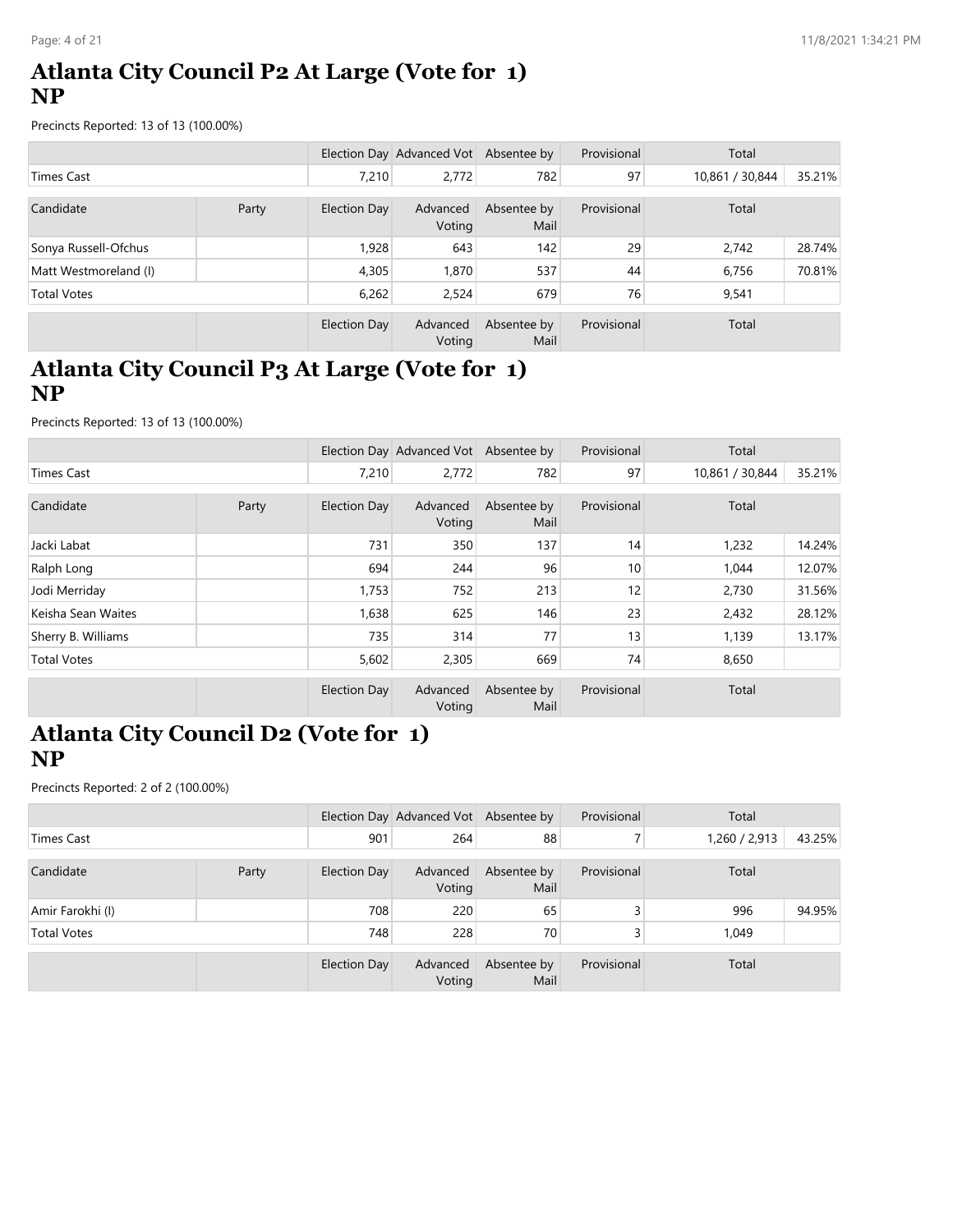## Atlanta City Council P2 At Large (Vote for 1) NP

Precincts Reported: 13 of 13 (100.00%)

| | | Election Day | Advanced Voting | Absentee by Mail | Provisional | Total | |
|---|---|---|---|---|---|---|---|
| Times Cast | | 7,210 | 2,772 | 782 | 97 | 10,861 / 30,844 | 35.21% |

| Candidate | Party | Election Day | Advanced Voting | Absentee by Mail | Provisional | Total | |
|---|---|---|---|---|---|---|---|
| Sonya Russell-Ofchus | | 1,928 | 643 | 142 | 29 | 2,742 | 28.74% |
| Matt Westmoreland (I) | | 4,305 | 1,870 | 537 | 44 | 6,756 | 70.81% |
| Total Votes | | 6,262 | 2,524 | 679 | 76 | 9,541 | |

| | | Election Day | Advanced Voting | Absentee by Mail | Provisional | Total |
|---|---|---|---|---|---|---|

## Atlanta City Council P3 At Large (Vote for 1) NP

Precincts Reported: 13 of 13 (100.00%)

| | | Election Day | Advanced Voting | Absentee by Mail | Provisional | Total | |
|---|---|---|---|---|---|---|---|
| Times Cast | | 7,210 | 2,772 | 782 | 97 | 10,861 / 30,844 | 35.21% |

| Candidate | Party | Election Day | Advanced Voting | Absentee by Mail | Provisional | Total | |
|---|---|---|---|---|---|---|---|
| Jacki Labat | | 731 | 350 | 137 | 14 | 1,232 | 14.24% |
| Ralph Long | | 694 | 244 | 96 | 10 | 1,044 | 12.07% |
| Jodi Merriday | | 1,753 | 752 | 213 | 12 | 2,730 | 31.56% |
| Keisha Sean Waites | | 1,638 | 625 | 146 | 23 | 2,432 | 28.12% |
| Sherry B. Williams | | 735 | 314 | 77 | 13 | 1,139 | 13.17% |
| Total Votes | | 5,602 | 2,305 | 669 | 74 | 8,650 | |

| | | Election Day | Advanced Voting | Absentee by Mail | Provisional | Total |
|---|---|---|---|---|---|---|

## Atlanta City Council D2 (Vote for 1) NP

Precincts Reported: 2 of 2 (100.00%)

| | | Election Day | Advanced Voting | Absentee by Mail | Provisional | Total | |
|---|---|---|---|---|---|---|---|
| Times Cast | | 901 | 264 | 88 | 7 | 1,260 / 2,913 | 43.25% |

| Candidate | Party | Election Day | Advanced Voting | Absentee by Mail | Provisional | Total | |
|---|---|---|---|---|---|---|---|
| Amir Farokhi (I) | | 708 | 220 | 65 | 3 | 996 | 94.95% |
| Total Votes | | 748 | 228 | 70 | 3 | 1,049 | |

| | | Election Day | Advanced Voting | Absentee by Mail | Provisional | Total |
|---|---|---|---|---|---|---|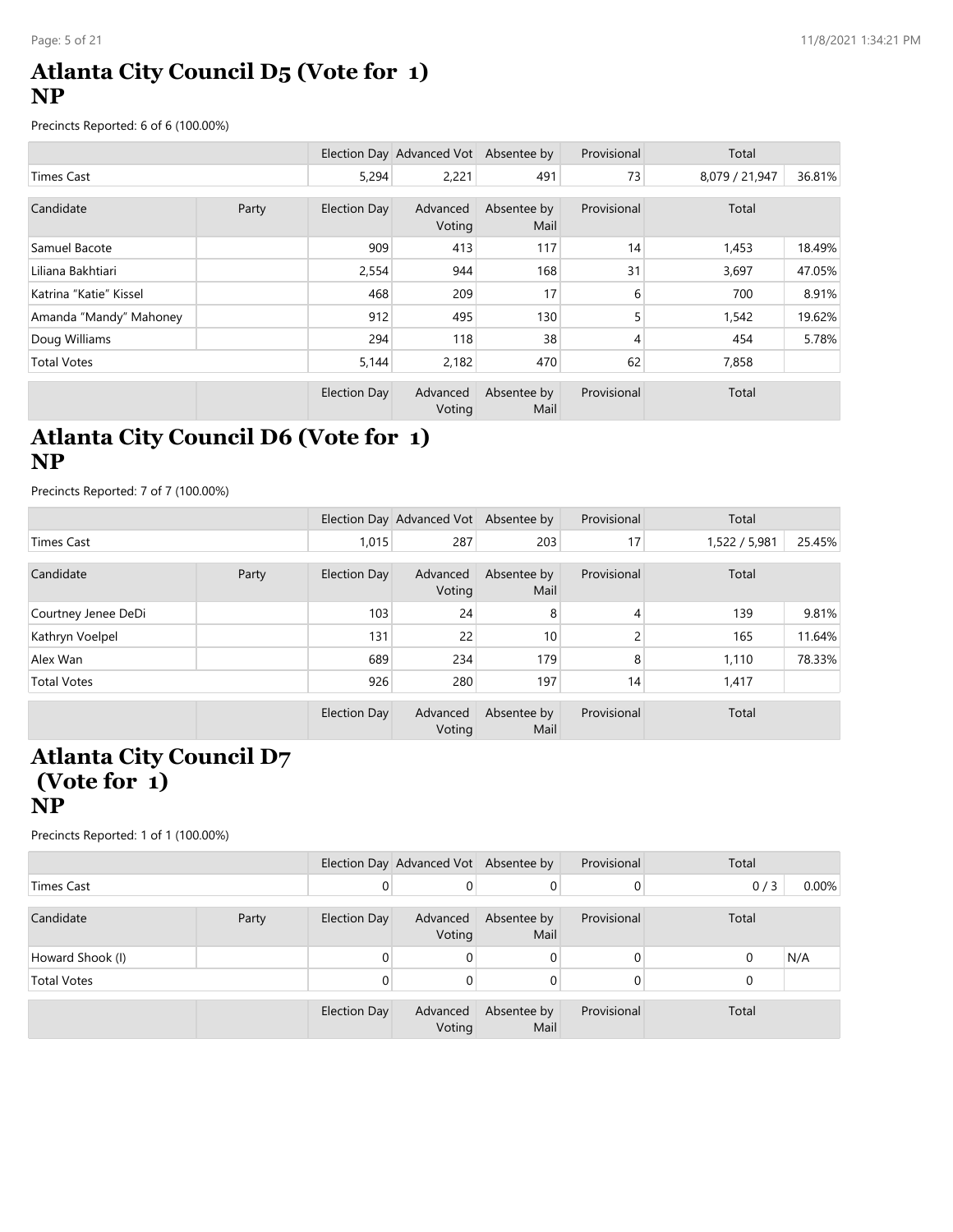# Atlanta City Council D5 (Vote for 1) NP

Precincts Reported: 6 of 6 (100.00%)

| | | Election Day | Advanced Vot | Absentee by | Provisional | Total | |
|---|---|---|---|---|---|---|---|
| Times Cast | | 5,294 | 2,221 | 491 | 73 | 8,079 / 21,947 | 36.81% |

| Candidate | Party | Election Day | Advanced Voting | Absentee by Mail | Provisional | Total | |
|---|---|---|---|---|---|---|---|
| Samuel Bacote | | 909 | 413 | 117 | 14 | 1,453 | 18.49% |
| Liliana Bakhtiari | | 2,554 | 944 | 168 | 31 | 3,697 | 47.05% |
| Katrina "Katie" Kissel | | 468 | 209 | 17 | 6 | 700 | 8.91% |
| Amanda "Mandy" Mahoney | | 912 | 495 | 130 | 5 | 1,542 | 19.62% |
| Doug Williams | | 294 | 118 | 38 | 4 | 454 | 5.78% |
| Total Votes | | 5,144 | 2,182 | 470 | 62 | 7,858 | |
| | | Election Day | Advanced Voting | Absentee by Mail | Provisional | Total | |

# Atlanta City Council D6 (Vote for 1) NP

Precincts Reported: 7 of 7 (100.00%)

| | | Election Day | Advanced Vot | Absentee by | Provisional | Total | |
|---|---|---|---|---|---|---|---|
| Times Cast | | 1,015 | 287 | 203 | 17 | 1,522 / 5,981 | 25.45% |

| Candidate | Party | Election Day | Advanced Voting | Absentee by Mail | Provisional | Total | |
|---|---|---|---|---|---|---|---|
| Courtney Jenee DeDi | | 103 | 24 | 8 | 4 | 139 | 9.81% |
| Kathryn Voelpel | | 131 | 22 | 10 | 2 | 165 | 11.64% |
| Alex Wan | | 689 | 234 | 179 | 8 | 1,110 | 78.33% |
| Total Votes | | 926 | 280 | 197 | 14 | 1,417 | |
| | | Election Day | Advanced Voting | Absentee by Mail | Provisional | Total | |

# Atlanta City Council D7 (Vote for 1) NP

Precincts Reported: 1 of 1 (100.00%)

| | | Election Day | Advanced Vot | Absentee by | Provisional | Total | |
|---|---|---|---|---|---|---|---|
| Times Cast | | 0 | 0 | 0 | 0 | 0 / 3 | 0.00% |

| Candidate | Party | Election Day | Advanced Voting | Absentee by Mail | Provisional | Total | |
|---|---|---|---|---|---|---|---|
| Howard Shook (I) | | 0 | 0 | 0 | 0 | 0 | N/A |
| Total Votes | | 0 | 0 | 0 | 0 | 0 | |
| | | Election Day | Advanced Voting | Absentee by Mail | Provisional | Total | |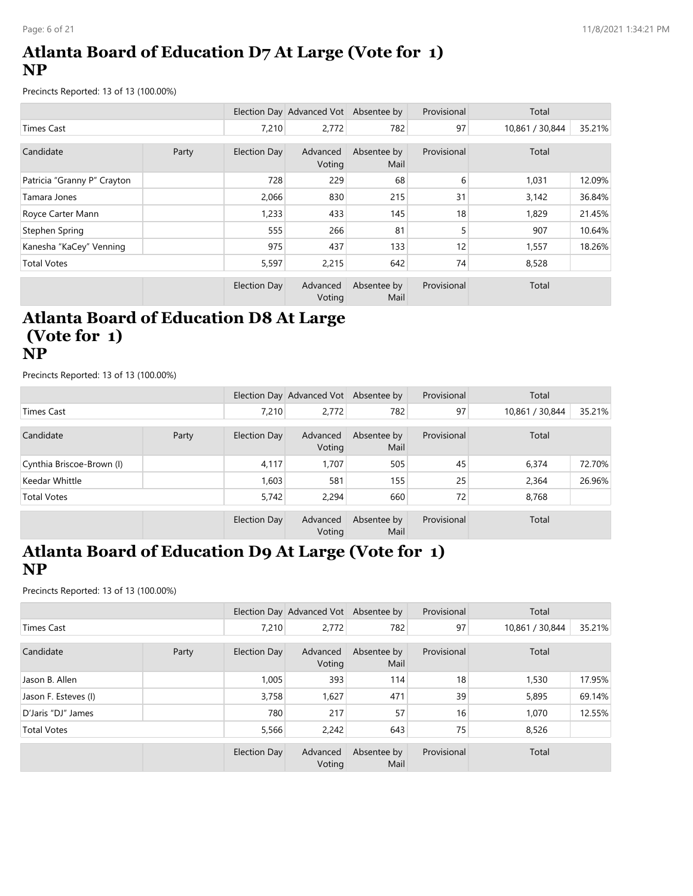# Atlanta Board of Education D7 At Large (Vote for 1)
# NP

Precincts Reported: 13 of 13 (100.00%)

| | | Election Day | Advanced Vot | Absentee by | Provisional | Total | |
|---|---|---|---|---|---|---|---|
| Times Cast | | 7,210 | 2,772 | 782 | 97 | 10,861 / 30,844 | 35.21% |

| Candidate | Party | Election Day | Advanced Voting | Absentee by Mail | Provisional | Total | |
|---|---|---|---|---|---|---|---|
| Patricia "Granny P" Crayton | | 728 | 229 | 68 | 6 | 1,031 | 12.09% |
| Tamara Jones | | 2,066 | 830 | 215 | 31 | 3,142 | 36.84% |
| Royce Carter Mann | | 1,233 | 433 | 145 | 18 | 1,829 | 21.45% |
| Stephen Spring | | 555 | 266 | 81 | 5 | 907 | 10.64% |
| Kanesha "KaCey" Venning | | 975 | 437 | 133 | 12 | 1,557 | 18.26% |
| Total Votes | | 5,597 | 2,215 | 642 | 74 | 8,528 | |
| | | Election Day | Advanced Voting | Absentee by Mail | Provisional | Total | |

# Atlanta Board of Education D8 At Large (Vote for 1)
# NP

Precincts Reported: 13 of 13 (100.00%)

| | | Election Day | Advanced Vot | Absentee by | Provisional | Total | |
|---|---|---|---|---|---|---|---|
| Times Cast | | 7,210 | 2,772 | 782 | 97 | 10,861 / 30,844 | 35.21% |

| Candidate | Party | Election Day | Advanced Voting | Absentee by Mail | Provisional | Total | |
|---|---|---|---|---|---|---|---|
| Cynthia Briscoe-Brown (I) | | 4,117 | 1,707 | 505 | 45 | 6,374 | 72.70% |
| Keedar Whittle | | 1,603 | 581 | 155 | 25 | 2,364 | 26.96% |
| Total Votes | | 5,742 | 2,294 | 660 | 72 | 8,768 | |
| | | Election Day | Advanced Voting | Absentee by Mail | Provisional | Total | |

# Atlanta Board of Education D9 At Large (Vote for 1)
# NP

Precincts Reported: 13 of 13 (100.00%)

| | | Election Day | Advanced Vot | Absentee by | Provisional | Total | |
|---|---|---|---|---|---|---|---|
| Times Cast | | 7,210 | 2,772 | 782 | 97 | 10,861 / 30,844 | 35.21% |

| Candidate | Party | Election Day | Advanced Voting | Absentee by Mail | Provisional | Total | |
|---|---|---|---|---|---|---|---|
| Jason B. Allen | | 1,005 | 393 | 114 | 18 | 1,530 | 17.95% |
| Jason F. Esteves (I) | | 3,758 | 1,627 | 471 | 39 | 5,895 | 69.14% |
| D'Jaris "DJ" James | | 780 | 217 | 57 | 16 | 1,070 | 12.55% |
| Total Votes | | 5,566 | 2,242 | 643 | 75 | 8,526 | |
| | | Election Day | Advanced Voting | Absentee by Mail | Provisional | Total | |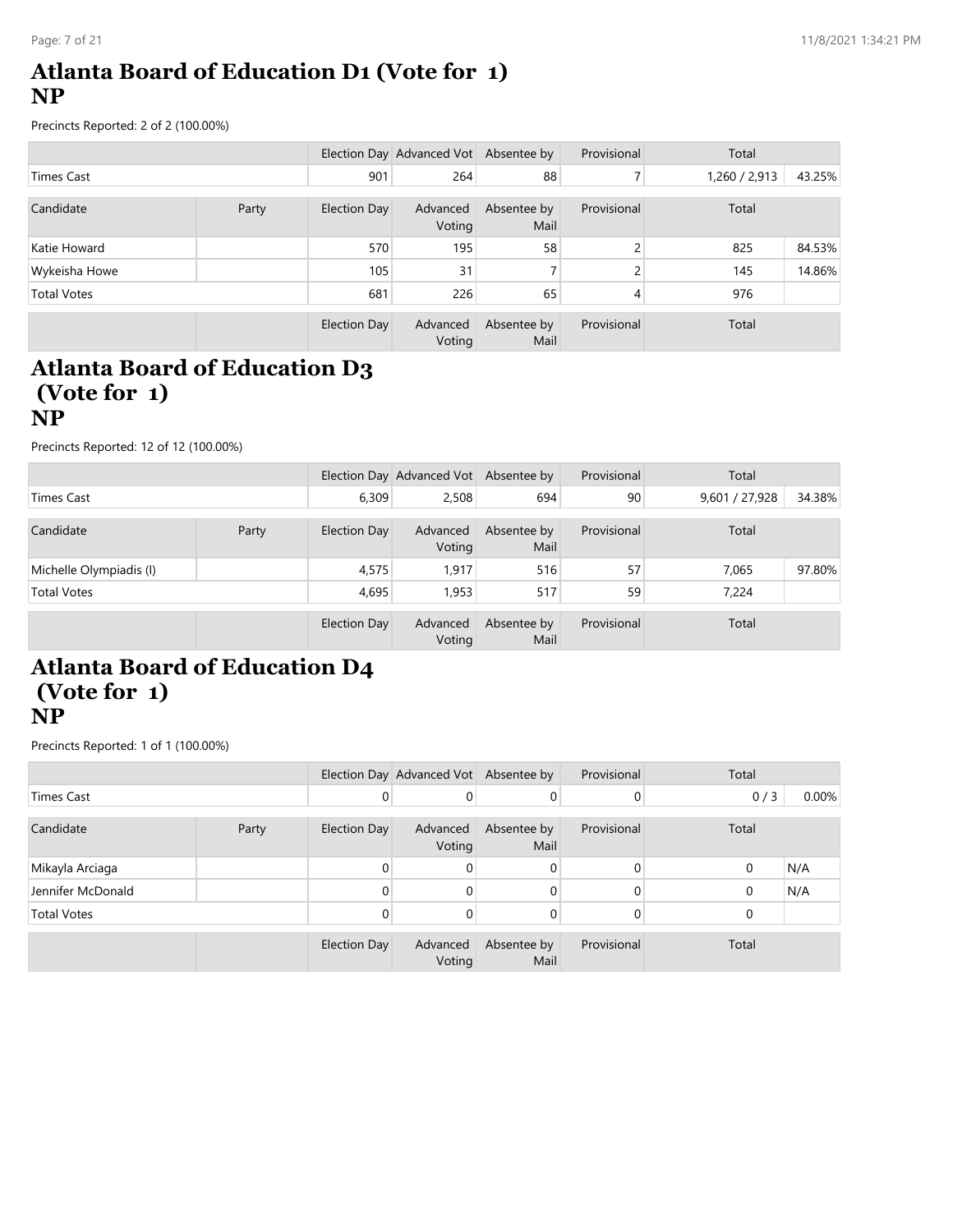# Atlanta Board of Education D1 (Vote for 1)
## NP

Precincts Reported: 2 of 2 (100.00%)

| | | Election Day | Advanced Vot | Absentee by | Provisional | Total | |
|---|---|---|---|---|---|---|---|
| Times Cast | | 901 | 264 | 88 | 7 | 1,260 / 2,913 | 43.25% |

| Candidate | Party | Election Day | Advanced Voting | Absentee by Mail | Provisional | Total | |
|---|---|---|---|---|---|---|---|
| Katie Howard | | 570 | 195 | 58 | 2 | 825 | 84.53% |
| Wykeisha Howe | | 105 | 31 | 7 | 2 | 145 | 14.86% |
| Total Votes | | 681 | 226 | 65 | 4 | 976 | |
| | | Election Day | Advanced Voting | Absentee by Mail | Provisional | Total | |

# Atlanta Board of Education D3 (Vote for 1)
## NP

Precincts Reported: 12 of 12 (100.00%)

| | | Election Day | Advanced Vot | Absentee by | Provisional | Total | |
|---|---|---|---|---|---|---|---|
| Times Cast | | 6,309 | 2,508 | 694 | 90 | 9,601 / 27,928 | 34.38% |

| Candidate | Party | Election Day | Advanced Voting | Absentee by Mail | Provisional | Total | |
|---|---|---|---|---|---|---|---|
| Michelle Olympiadis (I) | | 4,575 | 1,917 | 516 | 57 | 7,065 | 97.80% |
| Total Votes | | 4,695 | 1,953 | 517 | 59 | 7,224 | |
| | | Election Day | Advanced Voting | Absentee by Mail | Provisional | Total | |

# Atlanta Board of Education D4 (Vote for 1)
## NP

Precincts Reported: 1 of 1 (100.00%)

| | | Election Day | Advanced Vot | Absentee by | Provisional | Total | |
|---|---|---|---|---|---|---|---|
| Times Cast | | 0 | 0 | 0 | 0 | 0 / 3 | 0.00% |

| Candidate | Party | Election Day | Advanced Voting | Absentee by Mail | Provisional | Total | |
|---|---|---|---|---|---|---|---|
| Mikayla Arciaga | | 0 | 0 | 0 | 0 | 0 | N/A |
| Jennifer McDonald | | 0 | 0 | 0 | 0 | 0 | N/A |
| Total Votes | | 0 | 0 | 0 | 0 | 0 | |
| | | Election Day | Advanced Voting | Absentee by Mail | Provisional | Total | |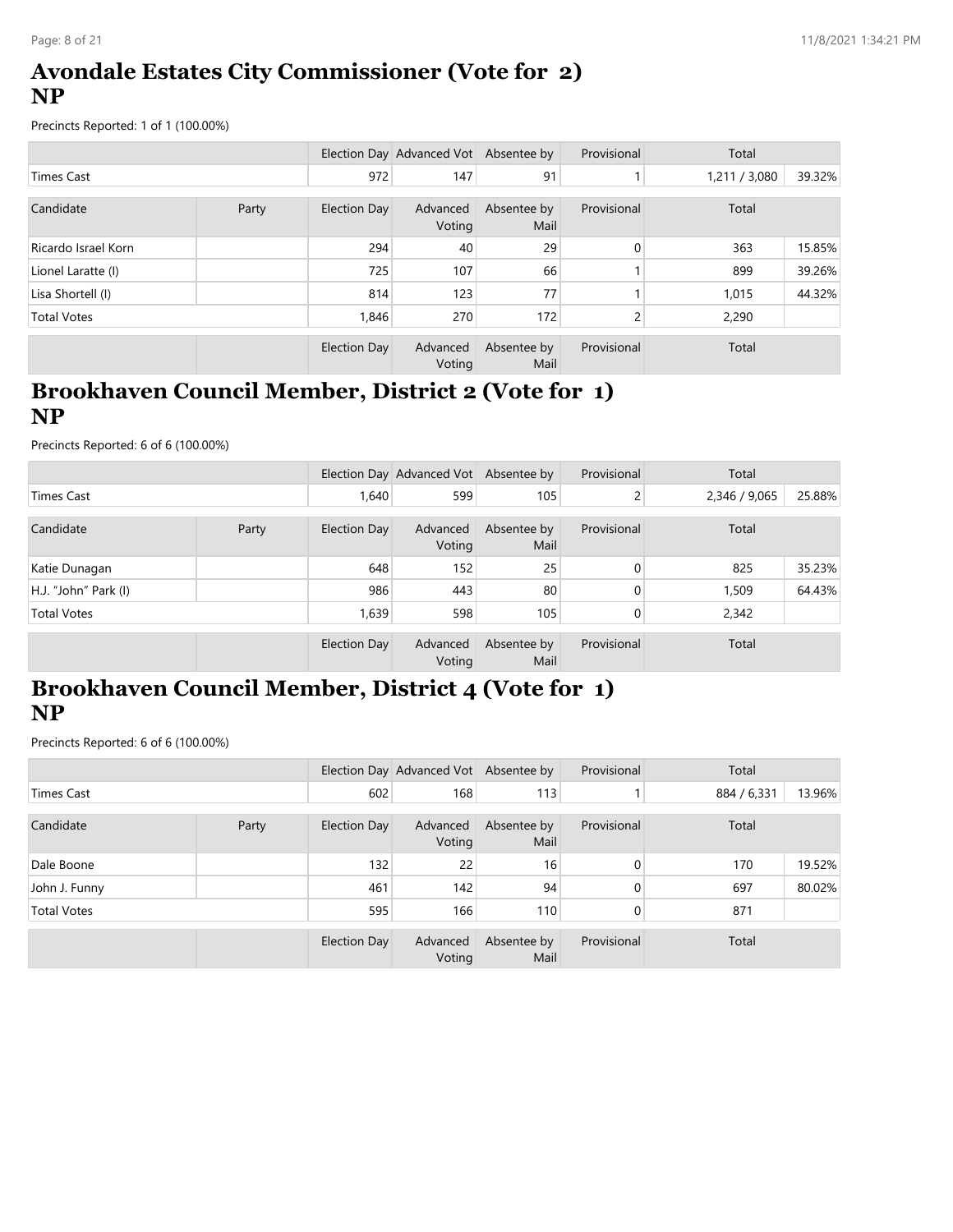## Avondale Estates City Commissioner (Vote for 2)
## NP

Precincts Reported: 1 of 1 (100.00%)

| | | Election Day | Advanced Vot | Absentee by | Provisional | Total | |
|---|---|---|---|---|---|---|---|
| Times Cast | | 972 | 147 | 91 | 1 | 1,211 / 3,080 | 39.32% |

| Candidate | Party | Election Day | Advanced Voting | Absentee by Mail | Provisional | Total | |
|---|---|---|---|---|---|---|---|
| Ricardo Israel Korn | | 294 | 40 | 29 | 0 | 363 | 15.85% |
| Lionel Laratte (I) | | 725 | 107 | 66 | 1 | 899 | 39.26% |
| Lisa Shortell (I) | | 814 | 123 | 77 | 1 | 1,015 | 44.32% |
| Total Votes | | 1,846 | 270 | 172 | 2 | 2,290 | |
| | | Election Day | Advanced Voting | Absentee by Mail | Provisional | Total | |

## Brookhaven Council Member, District 2 (Vote for 1)
## NP

Precincts Reported: 6 of 6 (100.00%)

| | | Election Day | Advanced Vot | Absentee by | Provisional | Total | |
|---|---|---|---|---|---|---|---|
| Times Cast | | 1,640 | 599 | 105 | 2 | 2,346 / 9,065 | 25.88% |

| Candidate | Party | Election Day | Advanced Voting | Absentee by Mail | Provisional | Total | |
|---|---|---|---|---|---|---|---|
| Katie Dunagan | | 648 | 152 | 25 | 0 | 825 | 35.23% |
| H.J. "John" Park (I) | | 986 | 443 | 80 | 0 | 1,509 | 64.43% |
| Total Votes | | 1,639 | 598 | 105 | 0 | 2,342 | |
| | | Election Day | Advanced Voting | Absentee by Mail | Provisional | Total | |

## Brookhaven Council Member, District 4 (Vote for 1)
## NP

Precincts Reported: 6 of 6 (100.00%)

| | | Election Day | Advanced Vot | Absentee by | Provisional | Total | |
|---|---|---|---|---|---|---|---|
| Times Cast | | 602 | 168 | 113 | 1 | 884 / 6,331 | 13.96% |

| Candidate | Party | Election Day | Advanced Voting | Absentee by Mail | Provisional | Total | |
|---|---|---|---|---|---|---|---|
| Dale Boone | | 132 | 22 | 16 | 0 | 170 | 19.52% |
| John J. Funny | | 461 | 142 | 94 | 0 | 697 | 80.02% |
| Total Votes | | 595 | 166 | 110 | 0 | 871 | |
| | | Election Day | Advanced Voting | Absentee by Mail | Provisional | Total | |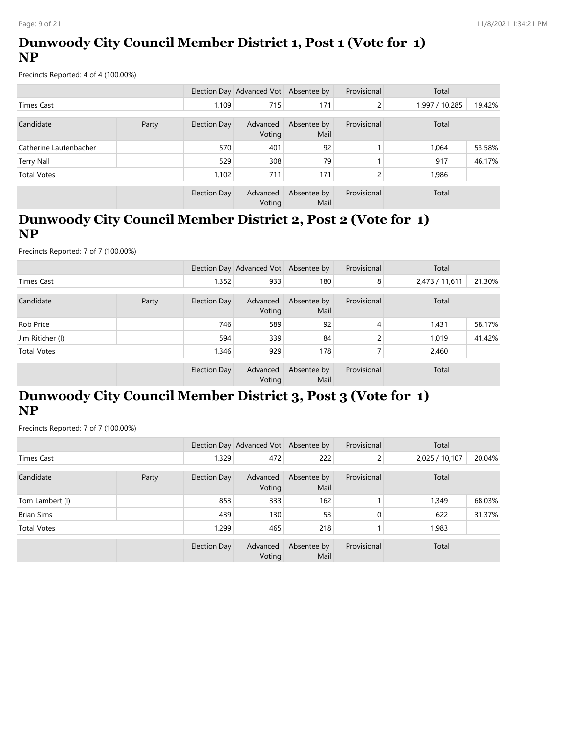# Dunwoody City Council Member District 1, Post 1 (Vote for 1) NP

Precincts Reported: 4 of 4 (100.00%)

| | | Election Day | Advanced Vot | Absentee by | Provisional | Total | |
|---|---|---|---|---|---|---|---|
| Times Cast | | 1,109 | 715 | 171 | 2 | 1,997 / 10,285 | 19.42% |

| Candidate | Party | Election Day | Advanced Voting | Absentee by Mail | Provisional | Total | |
|---|---|---|---|---|---|---|---|
| Catherine Lautenbacher | | 570 | 401 | 92 | 1 | 1,064 | 53.58% |
| Terry Nall | | 529 | 308 | 79 | 1 | 917 | 46.17% |
| Total Votes | | 1,102 | 711 | 171 | 2 | 1,986 | |
| | | Election Day | Advanced Voting | Absentee by Mail | Provisional | Total | |

# Dunwoody City Council Member District 2, Post 2 (Vote for 1) NP

Precincts Reported: 7 of 7 (100.00%)

| | | Election Day | Advanced Vot | Absentee by | Provisional | Total | |
|---|---|---|---|---|---|---|---|
| Times Cast | | 1,352 | 933 | 180 | 8 | 2,473 / 11,611 | 21.30% |

| Candidate | Party | Election Day | Advanced Voting | Absentee by Mail | Provisional | Total | |
|---|---|---|---|---|---|---|---|
| Rob Price | | 746 | 589 | 92 | 4 | 1,431 | 58.17% |
| Jim Riticher (I) | | 594 | 339 | 84 | 2 | 1,019 | 41.42% |
| Total Votes | | 1,346 | 929 | 178 | 7 | 2,460 | |
| | | Election Day | Advanced Voting | Absentee by Mail | Provisional | Total | |

# Dunwoody City Council Member District 3, Post 3 (Vote for 1) NP

Precincts Reported: 7 of 7 (100.00%)

| | | Election Day | Advanced Vot | Absentee by | Provisional | Total | |
|---|---|---|---|---|---|---|---|
| Times Cast | | 1,329 | 472 | 222 | 2 | 2,025 / 10,107 | 20.04% |

| Candidate | Party | Election Day | Advanced Voting | Absentee by Mail | Provisional | Total | |
|---|---|---|---|---|---|---|---|
| Tom Lambert (I) | | 853 | 333 | 162 | 1 | 1,349 | 68.03% |
| Brian Sims | | 439 | 130 | 53 | 0 | 622 | 31.37% |
| Total Votes | | 1,299 | 465 | 218 | 1 | 1,983 | |
| | | Election Day | Advanced Voting | Absentee by Mail | Provisional | Total | |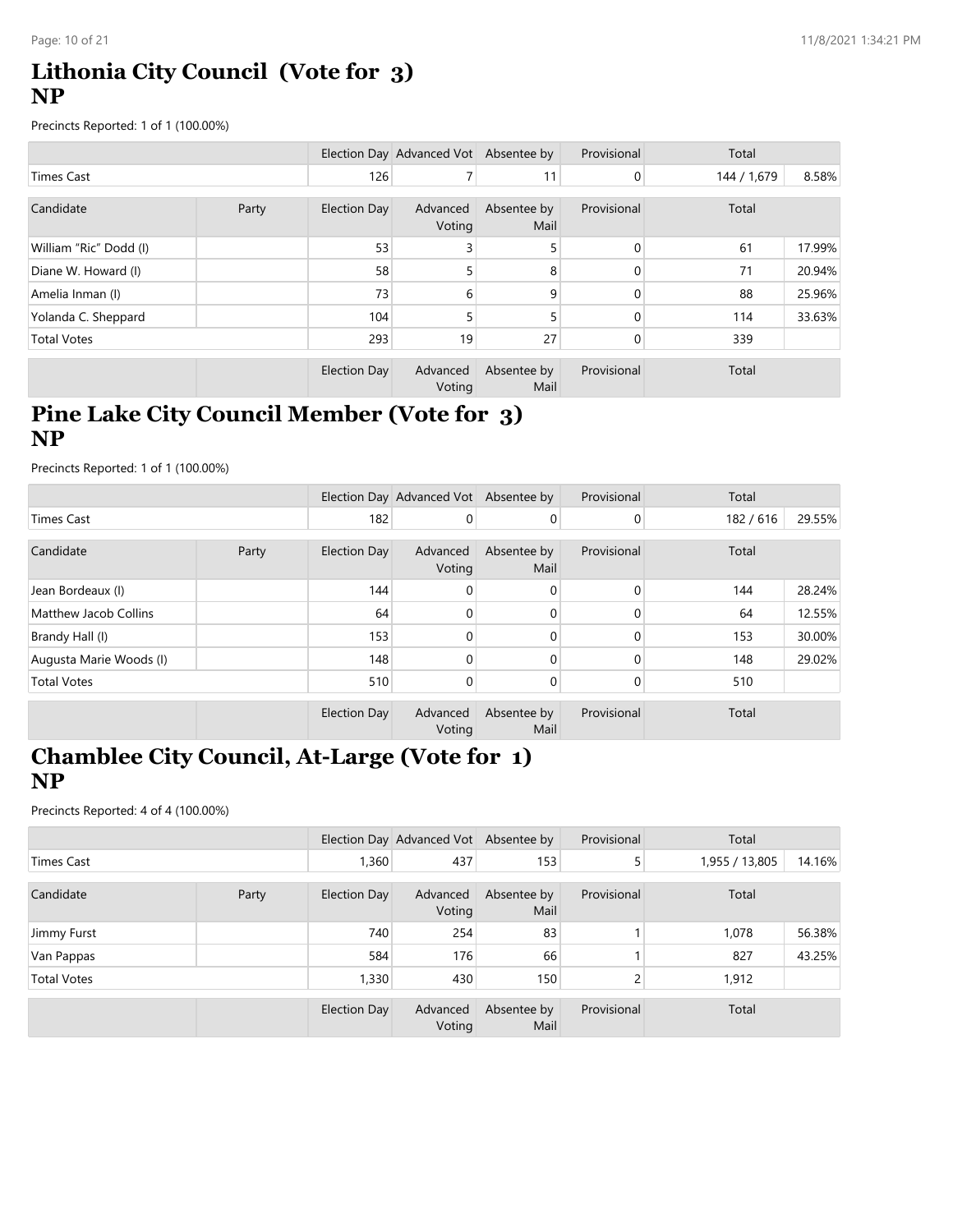# Lithonia City Council (Vote for 3)
# NP

Precincts Reported: 1 of 1 (100.00%)

| | | Election Day | Advanced Vot | Absentee by | Provisional | Total | |
|---|---|---|---|---|---|---|---|
| Times Cast | | 126 | 7 | 11 | 0 | 144 / 1,679 | 8.58% |

| Candidate | Party | Election Day | Advanced Voting | Absentee by Mail | Provisional | Total | |
|---|---|---|---|---|---|---|---|
| William "Ric" Dodd (I) | | 53 | 3 | 5 | 0 | 61 | 17.99% |
| Diane W. Howard (I) | | 58 | 5 | 8 | 0 | 71 | 20.94% |
| Amelia Inman (I) | | 73 | 6 | 9 | 0 | 88 | 25.96% |
| Yolanda C. Sheppard | | 104 | 5 | 5 | 0 | 114 | 33.63% |
| Total Votes | | 293 | 19 | 27 | 0 | 339 | |

| | | Election Day | Advanced Voting | Absentee by Mail | Provisional | Total |
|---|---|---|---|---|---|---|

# Pine Lake City Council Member (Vote for 3)
# NP

Precincts Reported: 1 of 1 (100.00%)

| | | Election Day | Advanced Vot | Absentee by | Provisional | Total | |
|---|---|---|---|---|---|---|---|
| Times Cast | | 182 | 0 | 0 | 0 | 182 / 616 | 29.55% |

| Candidate | Party | Election Day | Advanced Voting | Absentee by Mail | Provisional | Total | |
|---|---|---|---|---|---|---|---|
| Jean Bordeaux (I) | | 144 | 0 | 0 | 0 | 144 | 28.24% |
| Matthew Jacob Collins | | 64 | 0 | 0 | 0 | 64 | 12.55% |
| Brandy Hall (I) | | 153 | 0 | 0 | 0 | 153 | 30.00% |
| Augusta Marie Woods (I) | | 148 | 0 | 0 | 0 | 148 | 29.02% |
| Total Votes | | 510 | 0 | 0 | 0 | 510 | |

| | | Election Day | Advanced Voting | Absentee by Mail | Provisional | Total |
|---|---|---|---|---|---|---|

# Chamblee City Council, At-Large (Vote for 1)
# NP

Precincts Reported: 4 of 4 (100.00%)

| | | Election Day | Advanced Vot | Absentee by | Provisional | Total | |
|---|---|---|---|---|---|---|---|
| Times Cast | | 1,360 | 437 | 153 | 5 | 1,955 / 13,805 | 14.16% |

| Candidate | Party | Election Day | Advanced Voting | Absentee by Mail | Provisional | Total | |
|---|---|---|---|---|---|---|---|
| Jimmy Furst | | 740 | 254 | 83 | 1 | 1,078 | 56.38% |
| Van Pappas | | 584 | 176 | 66 | 1 | 827 | 43.25% |
| Total Votes | | 1,330 | 430 | 150 | 2 | 1,912 | |

| | | Election Day | Advanced Voting | Absentee by Mail | Provisional | Total |
|---|---|---|---|---|---|---|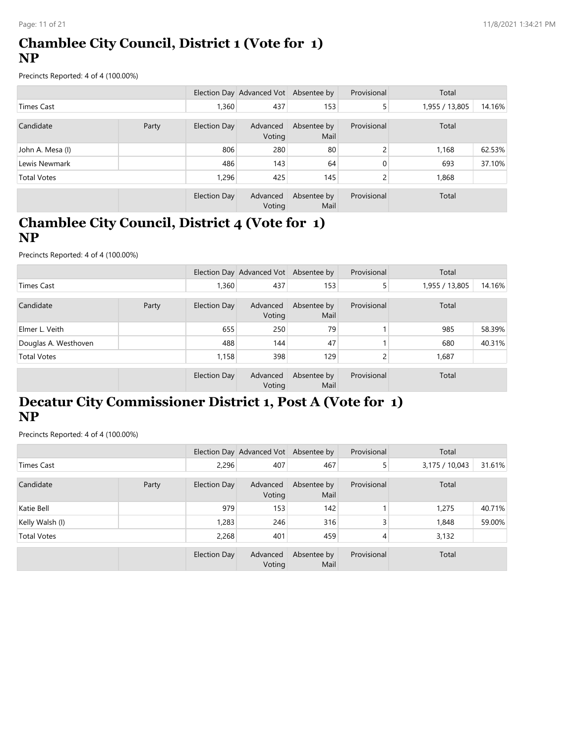## Chamblee City Council, District 1 (Vote for 1) NP

Precincts Reported: 4 of 4 (100.00%)

| | | Election Day | Advanced Vot | Absentee by | Provisional | Total | |
|---|---|---|---|---|---|---|---|
| Times Cast | | 1,360 | 437 | 153 | 5 | 1,955 / 13,805 | 14.16% |

| Candidate | Party | Election Day | Advanced Voting | Absentee by Mail | Provisional | Total | |
|---|---|---|---|---|---|---|---|
| John A. Mesa (I) | | 806 | 280 | 80 | 2 | 1,168 | 62.53% |
| Lewis Newmark | | 486 | 143 | 64 | 0 | 693 | 37.10% |
| Total Votes | | 1,296 | 425 | 145 | 2 | 1,868 | |
| | | Election Day | Advanced Voting | Absentee by Mail | Provisional | Total | |

## Chamblee City Council, District 4 (Vote for 1) NP

Precincts Reported: 4 of 4 (100.00%)

| | | Election Day | Advanced Vot | Absentee by | Provisional | Total | |
|---|---|---|---|---|---|---|---|
| Times Cast | | 1,360 | 437 | 153 | 5 | 1,955 / 13,805 | 14.16% |

| Candidate | Party | Election Day | Advanced Voting | Absentee by Mail | Provisional | Total | |
|---|---|---|---|---|---|---|---|
| Elmer L. Veith | | 655 | 250 | 79 | 1 | 985 | 58.39% |
| Douglas A. Westhoven | | 488 | 144 | 47 | 1 | 680 | 40.31% |
| Total Votes | | 1,158 | 398 | 129 | 2 | 1,687 | |
| | | Election Day | Advanced Voting | Absentee by Mail | Provisional | Total | |

## Decatur City Commissioner District 1, Post A (Vote for 1) NP

Precincts Reported: 4 of 4 (100.00%)

| | | Election Day | Advanced Vot | Absentee by | Provisional | Total | |
|---|---|---|---|---|---|---|---|
| Times Cast | | 2,296 | 407 | 467 | 5 | 3,175 / 10,043 | 31.61% |

| Candidate | Party | Election Day | Advanced Voting | Absentee by Mail | Provisional | Total | |
|---|---|---|---|---|---|---|---|
| Katie Bell | | 979 | 153 | 142 | 1 | 1,275 | 40.71% |
| Kelly Walsh (I) | | 1,283 | 246 | 316 | 3 | 1,848 | 59.00% |
| Total Votes | | 2,268 | 401 | 459 | 4 | 3,132 | |
| | | Election Day | Advanced Voting | Absentee by Mail | Provisional | Total | |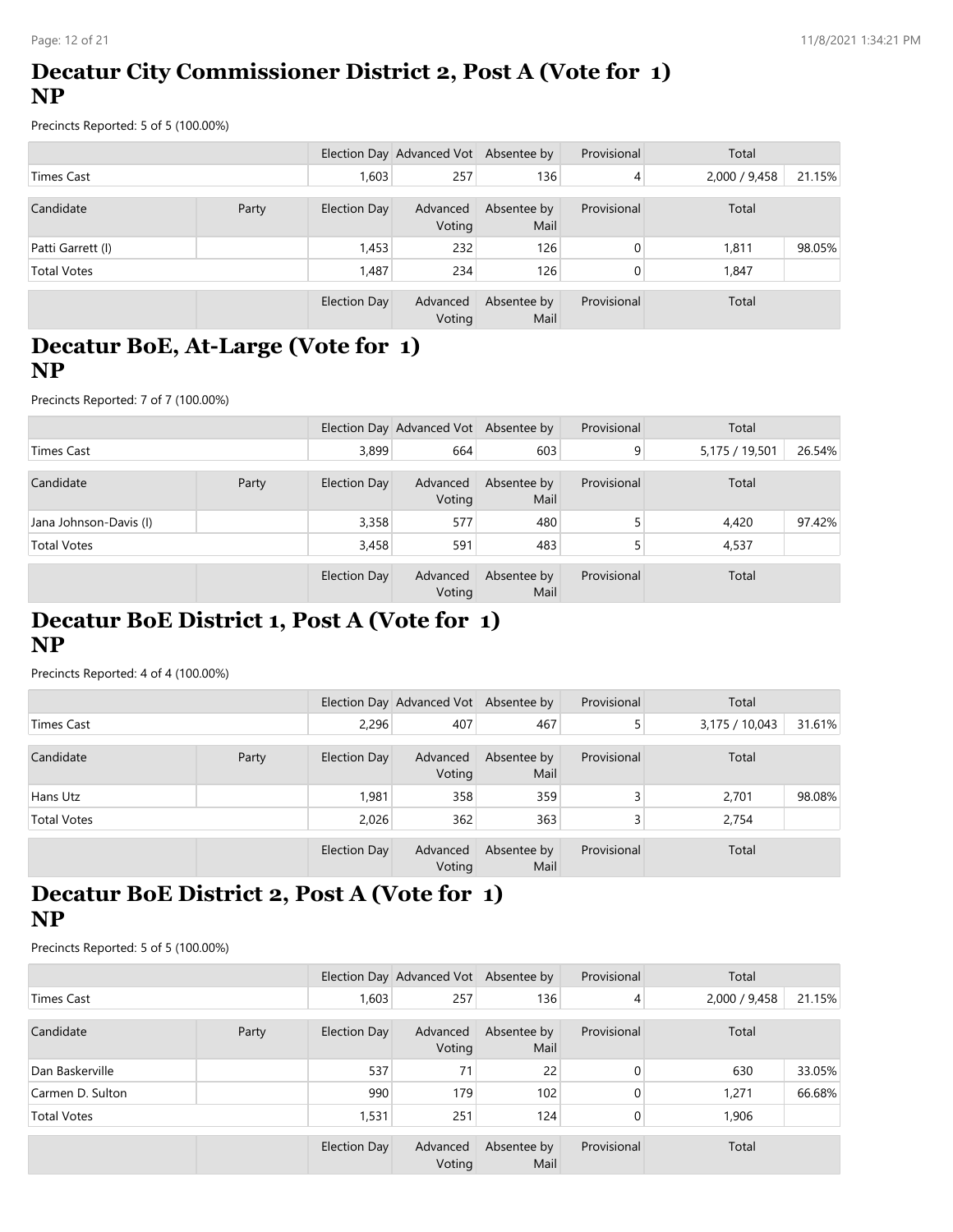## Decatur City Commissioner District 2, Post A (Vote for 1) NP

Precincts Reported: 5 of 5 (100.00%)

| | | Election Day | Advanced Vot | Absentee by | Provisional | Total | |
|---|---|---|---|---|---|---|---|
| Times Cast | | 1,603 | 257 | 136 | 4 | 2,000 / 9,458 | 21.15% |

| Candidate | Party | Election Day | Advanced Voting | Absentee by Mail | Provisional | Total | |
|---|---|---|---|---|---|---|---|
| Patti Garrett (I) | | 1,453 | 232 | 126 | 0 | 1,811 | 98.05% |
| Total Votes | | 1,487 | 234 | 126 | 0 | 1,847 | |

| | | Election Day | Advanced Voting | Absentee by Mail | Provisional | Total |
|---|---|---|---|---|---|---|

## Decatur BoE, At-Large (Vote for 1) NP

Precincts Reported: 7 of 7 (100.00%)

| | | Election Day | Advanced Vot | Absentee by | Provisional | Total | |
|---|---|---|---|---|---|---|---|
| Times Cast | | 3,899 | 664 | 603 | 9 | 5,175 / 19,501 | 26.54% |

| Candidate | Party | Election Day | Advanced Voting | Absentee by Mail | Provisional | Total | |
|---|---|---|---|---|---|---|---|
| Jana Johnson-Davis (I) | | 3,358 | 577 | 480 | 5 | 4,420 | 97.42% |
| Total Votes | | 3,458 | 591 | 483 | 5 | 4,537 | |

| | | Election Day | Advanced Voting | Absentee by Mail | Provisional | Total |
|---|---|---|---|---|---|---|

## Decatur BoE District 1, Post A (Vote for 1) NP

Precincts Reported: 4 of 4 (100.00%)

| | | Election Day | Advanced Vot | Absentee by | Provisional | Total | |
|---|---|---|---|---|---|---|---|
| Times Cast | | 2,296 | 407 | 467 | 5 | 3,175 / 10,043 | 31.61% |

| Candidate | Party | Election Day | Advanced Voting | Absentee by Mail | Provisional | Total | |
|---|---|---|---|---|---|---|---|
| Hans Utz | | 1,981 | 358 | 359 | 3 | 2,701 | 98.08% |
| Total Votes | | 2,026 | 362 | 363 | 3 | 2,754 | |

| | | Election Day | Advanced Voting | Absentee by Mail | Provisional | Total |
|---|---|---|---|---|---|---|

## Decatur BoE District 2, Post A (Vote for 1) NP

Precincts Reported: 5 of 5 (100.00%)

| | | Election Day | Advanced Vot | Absentee by | Provisional | Total | |
|---|---|---|---|---|---|---|---|
| Times Cast | | 1,603 | 257 | 136 | 4 | 2,000 / 9,458 | 21.15% |

| Candidate | Party | Election Day | Advanced Voting | Absentee by Mail | Provisional | Total | |
|---|---|---|---|---|---|---|---|
| Dan Baskerville | | 537 | 71 | 22 | 0 | 630 | 33.05% |
| Carmen D. Sulton | | 990 | 179 | 102 | 0 | 1,271 | 66.68% |
| Total Votes | | 1,531 | 251 | 124 | 0 | 1,906 | |

| | | Election Day | Advanced Voting | Absentee by Mail | Provisional | Total |
|---|---|---|---|---|---|---|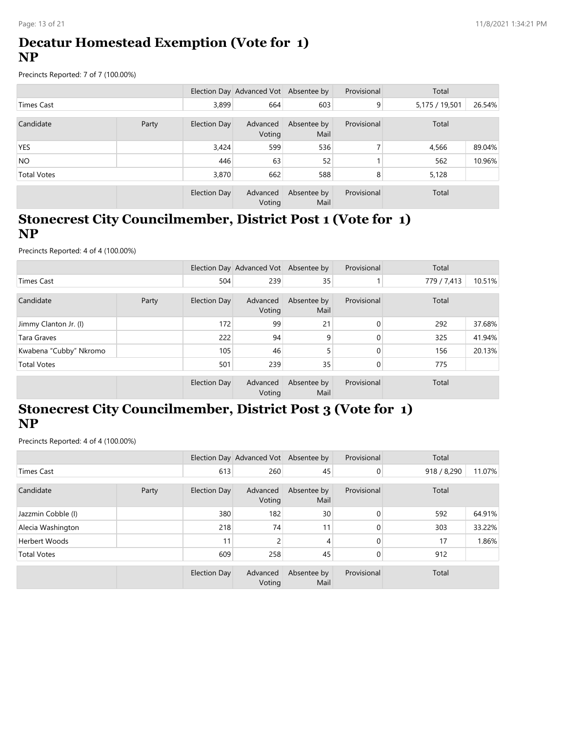# Decatur Homestead Exemption (Vote for 1) NP

Precincts Reported: 7 of 7 (100.00%)

| | | Election Day | Advanced Vot | Absentee by | Provisional | Total | |
|---|---|---|---|---|---|---|---|
| Times Cast | | 3,899 | 664 | 603 | 9 | 5,175 / 19,501 | 26.54% |

| Candidate | Party | Election Day | Advanced Voting | Absentee by Mail | Provisional | Total | |
|---|---|---|---|---|---|---|---|
| YES | | 3,424 | 599 | 536 | 7 | 4,566 | 89.04% |
| NO | | 446 | 63 | 52 | 1 | 562 | 10.96% |
| Total Votes | | 3,870 | 662 | 588 | 8 | 5,128 | |
| | | Election Day | Advanced Voting | Absentee by Mail | Provisional | Total | |

# Stonecrest City Councilmember, District Post 1 (Vote for 1) NP

Precincts Reported: 4 of 4 (100.00%)

| | | Election Day | Advanced Vot | Absentee by | Provisional | Total | |
|---|---|---|---|---|---|---|---|
| Times Cast | | 504 | 239 | 35 | 1 | 779 / 7,413 | 10.51% |

| Candidate | Party | Election Day | Advanced Voting | Absentee by Mail | Provisional | Total | |
|---|---|---|---|---|---|---|---|
| Jimmy Clanton Jr. (I) | | 172 | 99 | 21 | 0 | 292 | 37.68% |
| Tara Graves | | 222 | 94 | 9 | 0 | 325 | 41.94% |
| Kwabena "Cubby" Nkromo | | 105 | 46 | 5 | 0 | 156 | 20.13% |
| Total Votes | | 501 | 239 | 35 | 0 | 775 | |
| | | Election Day | Advanced Voting | Absentee by Mail | Provisional | Total | |

# Stonecrest City Councilmember, District Post 3 (Vote for 1) NP

Precincts Reported: 4 of 4 (100.00%)

| | | Election Day | Advanced Vot | Absentee by | Provisional | Total | |
|---|---|---|---|---|---|---|---|
| Times Cast | | 613 | 260 | 45 | 0 | 918 / 8,290 | 11.07% |

| Candidate | Party | Election Day | Advanced Voting | Absentee by Mail | Provisional | Total | |
|---|---|---|---|---|---|---|---|
| Jazzmin Cobble (I) | | 380 | 182 | 30 | 0 | 592 | 64.91% |
| Alecia Washington | | 218 | 74 | 11 | 0 | 303 | 33.22% |
| Herbert Woods | | 11 | 2 | 4 | 0 | 17 | 1.86% |
| Total Votes | | 609 | 258 | 45 | 0 | 912 | |
| | | Election Day | Advanced Voting | Absentee by Mail | Provisional | Total | |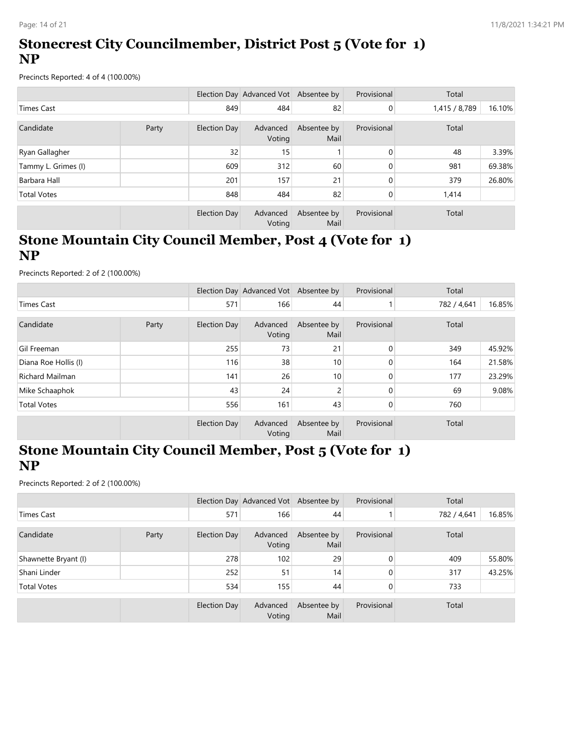# Stonecrest City Councilmember, District Post 5 (Vote for 1) NP

Precincts Reported: 4 of 4 (100.00%)

| | | Election Day | Advanced Vot | Absentee by | Provisional | Total | |
|---|---|---|---|---|---|---|---|
| Times Cast | | 849 | 484 | 82 | 0 | 1,415 / 8,789 | 16.10% |

| Candidate | Party | Election Day | Advanced Voting | Absentee by Mail | Provisional | Total | |
|---|---|---|---|---|---|---|---|
| Ryan Gallagher | | 32 | 15 | 1 | 0 | 48 | 3.39% |
| Tammy L. Grimes (I) | | 609 | 312 | 60 | 0 | 981 | 69.38% |
| Barbara Hall | | 201 | 157 | 21 | 0 | 379 | 26.80% |
| Total Votes | | 848 | 484 | 82 | 0 | 1,414 | |

| | | Election Day | Advanced Voting | Absentee by Mail | Provisional | Total |
|---|---|---|---|---|---|---|

# Stone Mountain City Council Member, Post 4 (Vote for 1) NP

Precincts Reported: 2 of 2 (100.00%)

| | | Election Day | Advanced Vot | Absentee by | Provisional | Total | |
|---|---|---|---|---|---|---|---|
| Times Cast | | 571 | 166 | 44 | 1 | 782 / 4,641 | 16.85% |

| Candidate | Party | Election Day | Advanced Voting | Absentee by Mail | Provisional | Total | |
|---|---|---|---|---|---|---|---|
| Gil Freeman | | 255 | 73 | 21 | 0 | 349 | 45.92% |
| Diana Roe Hollis (I) | | 116 | 38 | 10 | 0 | 164 | 21.58% |
| Richard Mailman | | 141 | 26 | 10 | 0 | 177 | 23.29% |
| Mike Schaaphok | | 43 | 24 | 2 | 0 | 69 | 9.08% |
| Total Votes | | 556 | 161 | 43 | 0 | 760 | |

| | | Election Day | Advanced Voting | Absentee by Mail | Provisional | Total |
|---|---|---|---|---|---|---|

# Stone Mountain City Council Member, Post 5 (Vote for 1) NP

Precincts Reported: 2 of 2 (100.00%)

| | | Election Day | Advanced Vot | Absentee by | Provisional | Total | |
|---|---|---|---|---|---|---|---|
| Times Cast | | 571 | 166 | 44 | 1 | 782 / 4,641 | 16.85% |

| Candidate | Party | Election Day | Advanced Voting | Absentee by Mail | Provisional | Total | |
|---|---|---|---|---|---|---|---|
| Shawnette Bryant (I) | | 278 | 102 | 29 | 0 | 409 | 55.80% |
| Shani Linder | | 252 | 51 | 14 | 0 | 317 | 43.25% |
| Total Votes | | 534 | 155 | 44 | 0 | 733 | |

| | | Election Day | Advanced Voting | Absentee by Mail | Provisional | Total |
|---|---|---|---|---|---|---|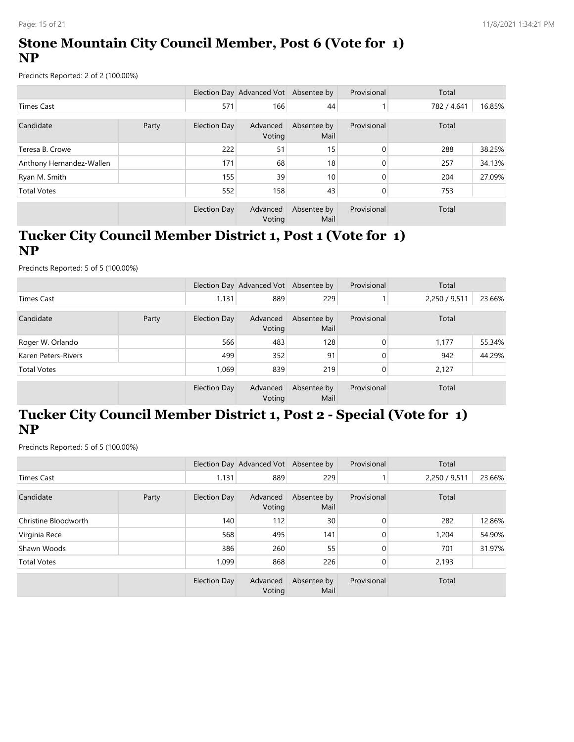# Stone Mountain City Council Member, Post 6 (Vote for 1) NP

Precincts Reported: 2 of 2 (100.00%)

| | | Election Day | Advanced Vot | Absentee by | Provisional | Total | |
|---|---|---|---|---|---|---|---|
| Times Cast | | 571 | 166 | 44 | 1 | 782 / 4,641 | 16.85% |

| Candidate | Party | Election Day | Advanced Voting | Absentee by Mail | Provisional | Total | |
|---|---|---|---|---|---|---|---|
| Teresa B. Crowe | | 222 | 51 | 15 | 0 | 288 | 38.25% |
| Anthony Hernandez-Wallen | | 171 | 68 | 18 | 0 | 257 | 34.13% |
| Ryan M. Smith | | 155 | 39 | 10 | 0 | 204 | 27.09% |
| Total Votes | | 552 | 158 | 43 | 0 | 753 | |
| | | Election Day | Advanced Voting | Absentee by Mail | Provisional | Total | |

# Tucker City Council Member District 1, Post 1 (Vote for 1) NP

Precincts Reported: 5 of 5 (100.00%)

| | | Election Day | Advanced Vot | Absentee by | Provisional | Total | |
|---|---|---|---|---|---|---|---|
| Times Cast | | 1,131 | 889 | 229 | 1 | 2,250 / 9,511 | 23.66% |

| Candidate | Party | Election Day | Advanced Voting | Absentee by Mail | Provisional | Total | |
|---|---|---|---|---|---|---|---|
| Roger W. Orlando | | 566 | 483 | 128 | 0 | 1,177 | 55.34% |
| Karen Peters-Rivers | | 499 | 352 | 91 | 0 | 942 | 44.29% |
| Total Votes | | 1,069 | 839 | 219 | 0 | 2,127 | |
| | | Election Day | Advanced Voting | Absentee by Mail | Provisional | Total | |

# Tucker City Council Member District 1, Post 2 - Special (Vote for 1) NP

Precincts Reported: 5 of 5 (100.00%)

| | | Election Day | Advanced Vot | Absentee by | Provisional | Total | |
|---|---|---|---|---|---|---|---|
| Times Cast | | 1,131 | 889 | 229 | 1 | 2,250 / 9,511 | 23.66% |

| Candidate | Party | Election Day | Advanced Voting | Absentee by Mail | Provisional | Total | |
|---|---|---|---|---|---|---|---|
| Christine Bloodworth | | 140 | 112 | 30 | 0 | 282 | 12.86% |
| Virginia Rece | | 568 | 495 | 141 | 0 | 1,204 | 54.90% |
| Shawn Woods | | 386 | 260 | 55 | 0 | 701 | 31.97% |
| Total Votes | | 1,099 | 868 | 226 | 0 | 2,193 | |
| | | Election Day | Advanced Voting | Absentee by Mail | Provisional | Total | |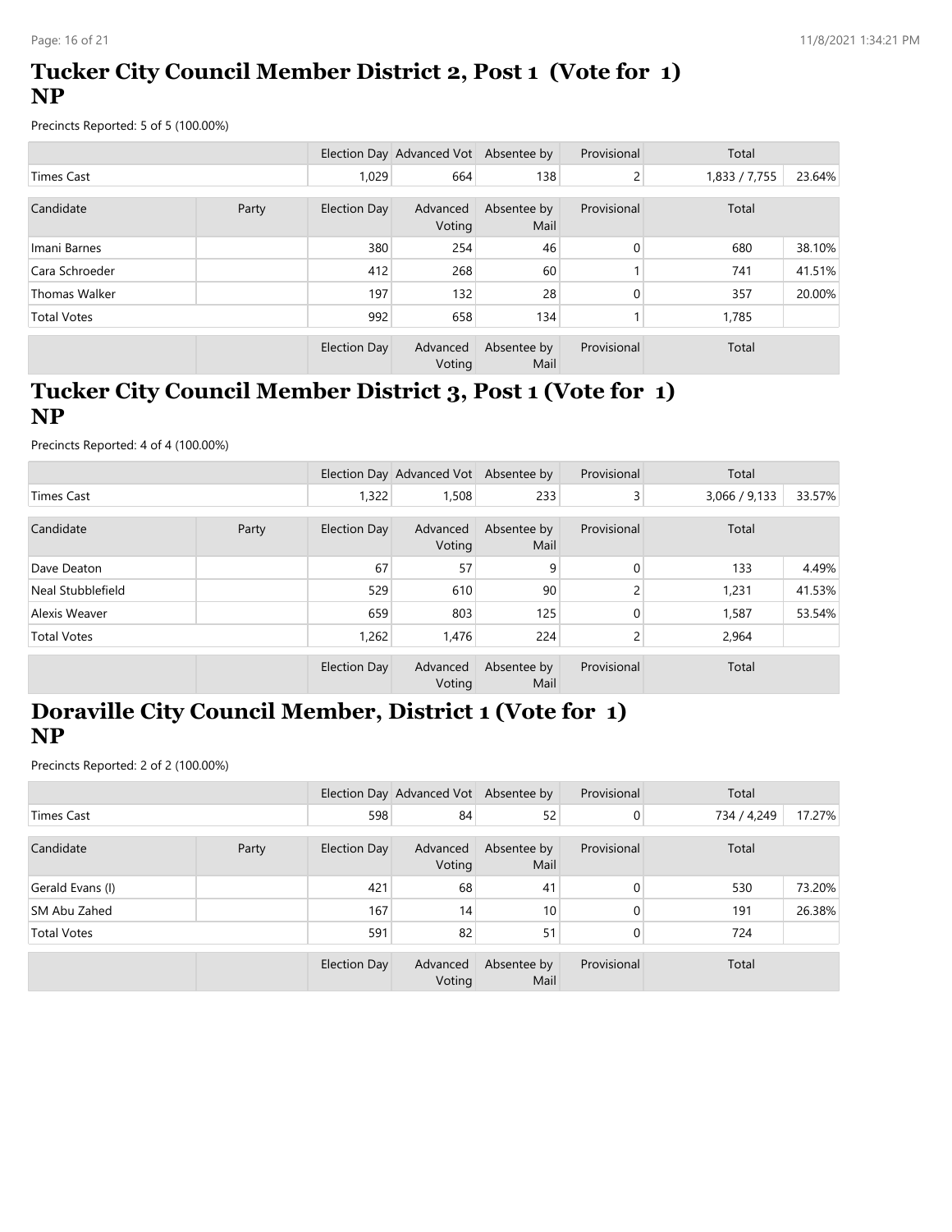# Tucker City Council Member District 2, Post 1 (Vote for 1) NP

Precincts Reported: 5 of 5 (100.00%)

| | | Election Day | Advanced Vot | Absentee by | Provisional | Total | |
|---|---|---|---|---|---|---|---|
| Times Cast | | 1,029 | 664 | 138 | 2 | 1,833 / 7,755 | 23.64% |

| Candidate | Party | Election Day | Advanced Voting | Absentee by Mail | Provisional | Total | |
|---|---|---|---|---|---|---|---|
| Imani Barnes | | 380 | 254 | 46 | 0 | 680 | 38.10% |
| Cara Schroeder | | 412 | 268 | 60 | 1 | 741 | 41.51% |
| Thomas Walker | | 197 | 132 | 28 | 0 | 357 | 20.00% |
| Total Votes | | 992 | 658 | 134 | 1 | 1,785 | |
| | | Election Day | Advanced Voting | Absentee by Mail | Provisional | Total | |

# Tucker City Council Member District 3, Post 1 (Vote for 1) NP

Precincts Reported: 4 of 4 (100.00%)

| | | Election Day | Advanced Vot | Absentee by | Provisional | Total | |
|---|---|---|---|---|---|---|---|
| Times Cast | | 1,322 | 1,508 | 233 | 3 | 3,066 / 9,133 | 33.57% |

| Candidate | Party | Election Day | Advanced Voting | Absentee by Mail | Provisional | Total | |
|---|---|---|---|---|---|---|---|
| Dave Deaton | | 67 | 57 | 9 | 0 | 133 | 4.49% |
| Neal Stubblefield | | 529 | 610 | 90 | 2 | 1,231 | 41.53% |
| Alexis Weaver | | 659 | 803 | 125 | 0 | 1,587 | 53.54% |
| Total Votes | | 1,262 | 1,476 | 224 | 2 | 2,964 | |
| | | Election Day | Advanced Voting | Absentee by Mail | Provisional | Total | |

# Doraville City Council Member, District 1 (Vote for 1) NP

Precincts Reported: 2 of 2 (100.00%)

| | | Election Day | Advanced Vot | Absentee by | Provisional | Total | |
|---|---|---|---|---|---|---|---|
| Times Cast | | 598 | 84 | 52 | 0 | 734 / 4,249 | 17.27% |

| Candidate | Party | Election Day | Advanced Voting | Absentee by Mail | Provisional | Total | |
|---|---|---|---|---|---|---|---|
| Gerald Evans (I) | | 421 | 68 | 41 | 0 | 530 | 73.20% |
| SM Abu Zahed | | 167 | 14 | 10 | 0 | 191 | 26.38% |
| Total Votes | | 591 | 82 | 51 | 0 | 724 | |
| | | Election Day | Advanced Voting | Absentee by Mail | Provisional | Total | |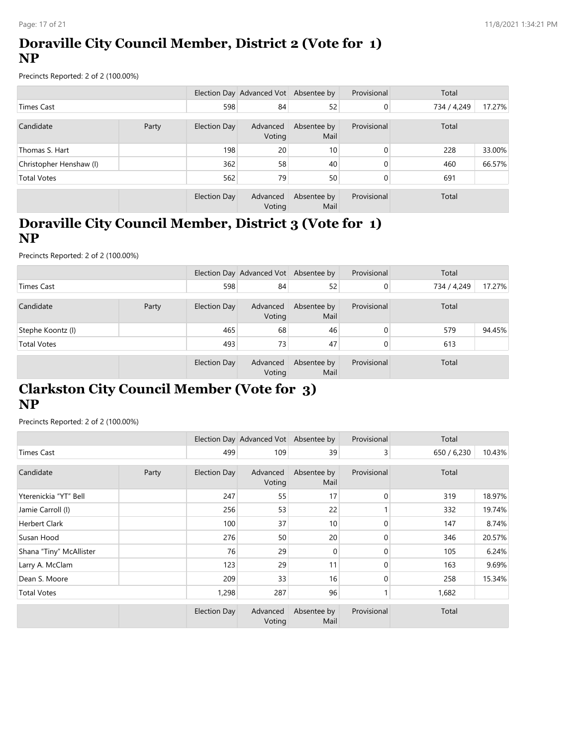# Doraville City Council Member, District 2 (Vote for 1) NP

Precincts Reported: 2 of 2 (100.00%)

| | | Election Day | Advanced Vot | Absentee by | Provisional | Total | |
|---|---|---|---|---|---|---|---|
| Times Cast | | 598 | 84 | 52 | 0 | 734 / 4,249 | 17.27% |

| Candidate | Party | Election Day | Advanced Voting | Absentee by Mail | Provisional | Total | |
|---|---|---|---|---|---|---|---|
| Thomas S. Hart | | 198 | 20 | 10 | 0 | 228 | 33.00% |
| Christopher Henshaw (I) | | 362 | 58 | 40 | 0 | 460 | 66.57% |
| Total Votes | | 562 | 79 | 50 | 0 | 691 | |
| | | Election Day | Advanced Voting | Absentee by Mail | Provisional | Total | |

# Doraville City Council Member, District 3 (Vote for 1) NP

Precincts Reported: 2 of 2 (100.00%)

| | | Election Day | Advanced Vot | Absentee by | Provisional | Total | |
|---|---|---|---|---|---|---|---|
| Times Cast | | 598 | 84 | 52 | 0 | 734 / 4,249 | 17.27% |

| Candidate | Party | Election Day | Advanced Voting | Absentee by Mail | Provisional | Total | |
|---|---|---|---|---|---|---|---|
| Stephe Koontz (I) | | 465 | 68 | 46 | 0 | 579 | 94.45% |
| Total Votes | | 493 | 73 | 47 | 0 | 613 | |
| | | Election Day | Advanced Voting | Absentee by Mail | Provisional | Total | |

# Clarkston City Council Member (Vote for 3) NP

Precincts Reported: 2 of 2 (100.00%)

| | | Election Day | Advanced Vot | Absentee by | Provisional | Total | |
|---|---|---|---|---|---|---|---|
| Times Cast | | 499 | 109 | 39 | 3 | 650 / 6,230 | 10.43% |

| Candidate | Party | Election Day | Advanced Voting | Absentee by Mail | Provisional | Total | |
|---|---|---|---|---|---|---|---|
| Yterenickia "YT" Bell | | 247 | 55 | 17 | 0 | 319 | 18.97% |
| Jamie Carroll (I) | | 256 | 53 | 22 | 1 | 332 | 19.74% |
| Herbert Clark | | 100 | 37 | 10 | 0 | 147 | 8.74% |
| Susan Hood | | 276 | 50 | 20 | 0 | 346 | 20.57% |
| Shana "Tiny" McAllister | | 76 | 29 | 0 | 0 | 105 | 6.24% |
| Larry A. McClam | | 123 | 29 | 11 | 0 | 163 | 9.69% |
| Dean S. Moore | | 209 | 33 | 16 | 0 | 258 | 15.34% |
| Total Votes | | 1,298 | 287 | 96 | 1 | 1,682 | |
| | | Election Day | Advanced Voting | Absentee by Mail | Provisional | Total | |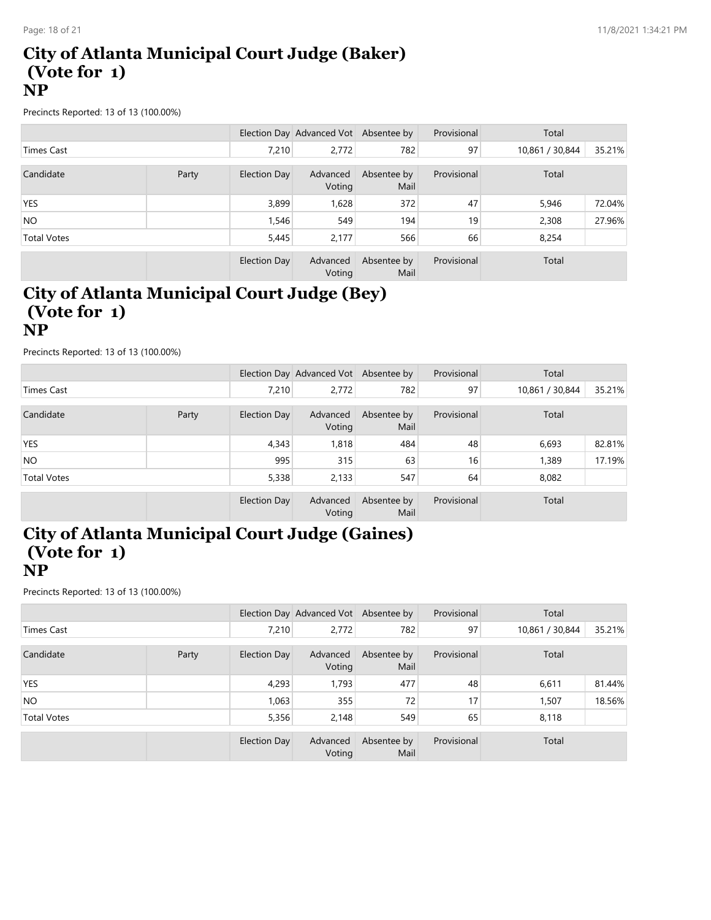# City of Atlanta Municipal Court Judge (Baker) (Vote for 1)
## NP

Precincts Reported: 13 of 13 (100.00%)

| | | Election Day | Advanced Vot | Absentee by | Provisional | Total | |
|---|---|---|---|---|---|---|---|
| Times Cast | | 7,210 | 2,772 | 782 | 97 | 10,861 / 30,844 | 35.21% |

| Candidate | Party | Election Day | Advanced Voting | Absentee by Mail | Provisional | Total | |
|---|---|---|---|---|---|---|---|
| YES | | 3,899 | 1,628 | 372 | 47 | 5,946 | 72.04% |
| NO | | 1,546 | 549 | 194 | 19 | 2,308 | 27.96% |
| Total Votes | | 5,445 | 2,177 | 566 | 66 | 8,254 | |
| | | Election Day | Advanced Voting | Absentee by Mail | Provisional | Total | |

# City of Atlanta Municipal Court Judge (Bey) (Vote for 1)
## NP

Precincts Reported: 13 of 13 (100.00%)

| | | Election Day | Advanced Vot | Absentee by | Provisional | Total | |
|---|---|---|---|---|---|---|---|
| Times Cast | | 7,210 | 2,772 | 782 | 97 | 10,861 / 30,844 | 35.21% |

| Candidate | Party | Election Day | Advanced Voting | Absentee by Mail | Provisional | Total | |
|---|---|---|---|---|---|---|---|
| YES | | 4,343 | 1,818 | 484 | 48 | 6,693 | 82.81% |
| NO | | 995 | 315 | 63 | 16 | 1,389 | 17.19% |
| Total Votes | | 5,338 | 2,133 | 547 | 64 | 8,082 | |
| | | Election Day | Advanced Voting | Absentee by Mail | Provisional | Total | |

# City of Atlanta Municipal Court Judge (Gaines) (Vote for 1)
## NP

Precincts Reported: 13 of 13 (100.00%)

| | | Election Day | Advanced Vot | Absentee by | Provisional | Total | |
|---|---|---|---|---|---|---|---|
| Times Cast | | 7,210 | 2,772 | 782 | 97 | 10,861 / 30,844 | 35.21% |

| Candidate | Party | Election Day | Advanced Voting | Absentee by Mail | Provisional | Total | |
|---|---|---|---|---|---|---|---|
| YES | | 4,293 | 1,793 | 477 | 48 | 6,611 | 81.44% |
| NO | | 1,063 | 355 | 72 | 17 | 1,507 | 18.56% |
| Total Votes | | 5,356 | 2,148 | 549 | 65 | 8,118 | |
| | | Election Day | Advanced Voting | Absentee by Mail | Provisional | Total | |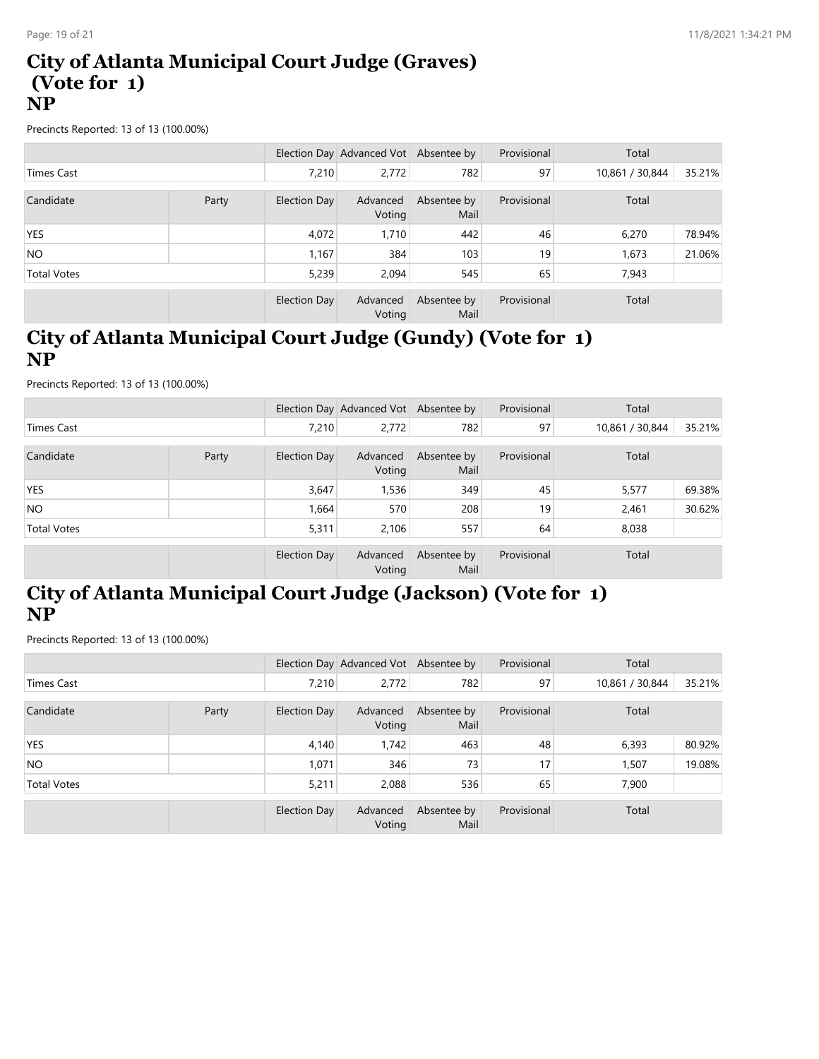## City of Atlanta Municipal Court Judge (Graves) (Vote for 1)
## NP

Precincts Reported: 13 of 13 (100.00%)

| | | Election Day | Advanced Vot | Absentee by | Provisional | Total | |
|---|---|---|---|---|---|---|---|
| Times Cast | | 7,210 | 2,772 | 782 | 97 | 10,861 / 30,844 | 35.21% |

| Candidate | Party | Election Day | Advanced Voting | Absentee by Mail | Provisional | Total | |
|---|---|---|---|---|---|---|---|
| YES | | 4,072 | 1,710 | 442 | 46 | 6,270 | 78.94% |
| NO | | 1,167 | 384 | 103 | 19 | 1,673 | 21.06% |
| Total Votes | | 5,239 | 2,094 | 545 | 65 | 7,943 | |
| | | Election Day | Advanced Voting | Absentee by Mail | Provisional | Total | |

## City of Atlanta Municipal Court Judge (Gundy) (Vote for 1)
## NP

Precincts Reported: 13 of 13 (100.00%)

| | | Election Day | Advanced Vot | Absentee by | Provisional | Total | |
|---|---|---|---|---|---|---|---|
| Times Cast | | 7,210 | 2,772 | 782 | 97 | 10,861 / 30,844 | 35.21% |

| Candidate | Party | Election Day | Advanced Voting | Absentee by Mail | Provisional | Total | |
|---|---|---|---|---|---|---|---|
| YES | | 3,647 | 1,536 | 349 | 45 | 5,577 | 69.38% |
| NO | | 1,664 | 570 | 208 | 19 | 2,461 | 30.62% |
| Total Votes | | 5,311 | 2,106 | 557 | 64 | 8,038 | |
| | | Election Day | Advanced Voting | Absentee by Mail | Provisional | Total | |

## City of Atlanta Municipal Court Judge (Jackson) (Vote for 1)
## NP

Precincts Reported: 13 of 13 (100.00%)

| | | Election Day | Advanced Vot | Absentee by | Provisional | Total | |
|---|---|---|---|---|---|---|---|
| Times Cast | | 7,210 | 2,772 | 782 | 97 | 10,861 / 30,844 | 35.21% |

| Candidate | Party | Election Day | Advanced Voting | Absentee by Mail | Provisional | Total | |
|---|---|---|---|---|---|---|---|
| YES | | 4,140 | 1,742 | 463 | 48 | 6,393 | 80.92% |
| NO | | 1,071 | 346 | 73 | 17 | 1,507 | 19.08% |
| Total Votes | | 5,211 | 2,088 | 536 | 65 | 7,900 | |
| | | Election Day | Advanced Voting | Absentee by Mail | Provisional | Total | |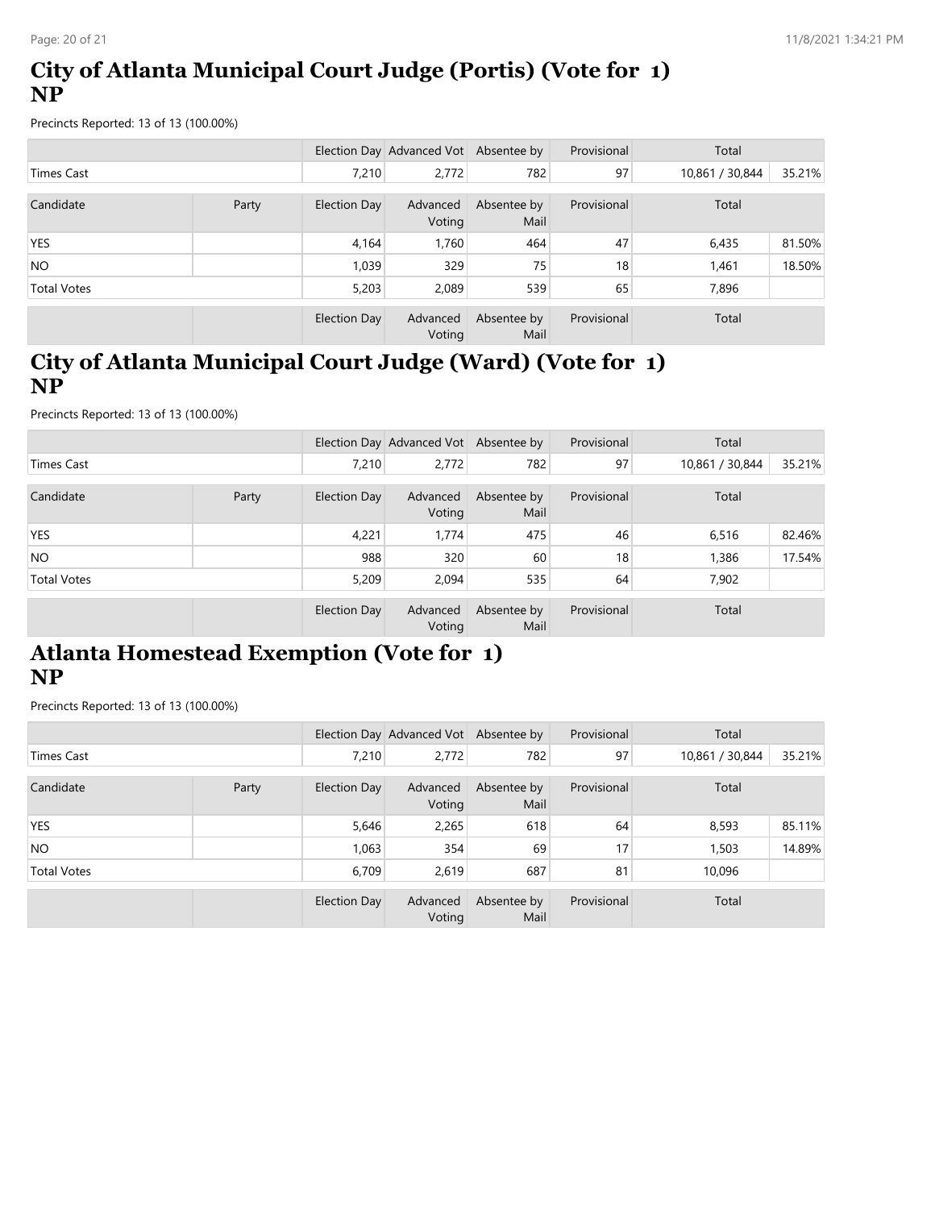# City of Atlanta Municipal Court Judge (Portis) (Vote for 1) NP

Precincts Reported: 13 of 13 (100.00%)

| | | Election Day | Advanced Vot | Absentee by | Provisional | Total | |
|---|---|---|---|---|---|---|---|
| Times Cast | | 7,210 | 2,772 | 782 | 97 | 10,861 / 30,844 | 35.21% |

| Candidate | Party | Election Day | Advanced Voting | Absentee by Mail | Provisional | Total | |
|---|---|---|---|---|---|---|---|
| YES | | 4,164 | 1,760 | 464 | 47 | 6,435 | 81.50% |
| NO | | 1,039 | 329 | 75 | 18 | 1,461 | 18.50% |
| Total Votes | | 5,203 | 2,089 | 539 | 65 | 7,896 | |
| | | Election Day | Advanced Voting | Absentee by Mail | Provisional | Total | |

# City of Atlanta Municipal Court Judge (Ward) (Vote for 1) NP

Precincts Reported: 13 of 13 (100.00%)

| | | Election Day | Advanced Vot | Absentee by | Provisional | Total | |
|---|---|---|---|---|---|---|---|
| Times Cast | | 7,210 | 2,772 | 782 | 97 | 10,861 / 30,844 | 35.21% |

| Candidate | Party | Election Day | Advanced Voting | Absentee by Mail | Provisional | Total | |
|---|---|---|---|---|---|---|---|
| YES | | 4,221 | 1,774 | 475 | 46 | 6,516 | 82.46% |
| NO | | 988 | 320 | 60 | 18 | 1,386 | 17.54% |
| Total Votes | | 5,209 | 2,094 | 535 | 64 | 7,902 | |
| | | Election Day | Advanced Voting | Absentee by Mail | Provisional | Total | |

# Atlanta Homestead Exemption (Vote for 1) NP

Precincts Reported: 13 of 13 (100.00%)

| | | Election Day | Advanced Vot | Absentee by | Provisional | Total | |
|---|---|---|---|---|---|---|---|
| Times Cast | | 7,210 | 2,772 | 782 | 97 | 10,861 / 30,844 | 35.21% |

| Candidate | Party | Election Day | Advanced Voting | Absentee by Mail | Provisional | Total | |
|---|---|---|---|---|---|---|---|
| YES | | 5,646 | 2,265 | 618 | 64 | 8,593 | 85.11% |
| NO | | 1,063 | 354 | 69 | 17 | 1,503 | 14.89% |
| Total Votes | | 6,709 | 2,619 | 687 | 81 | 10,096 | |
| | | Election Day | Advanced Voting | Absentee by Mail | Provisional | Total | |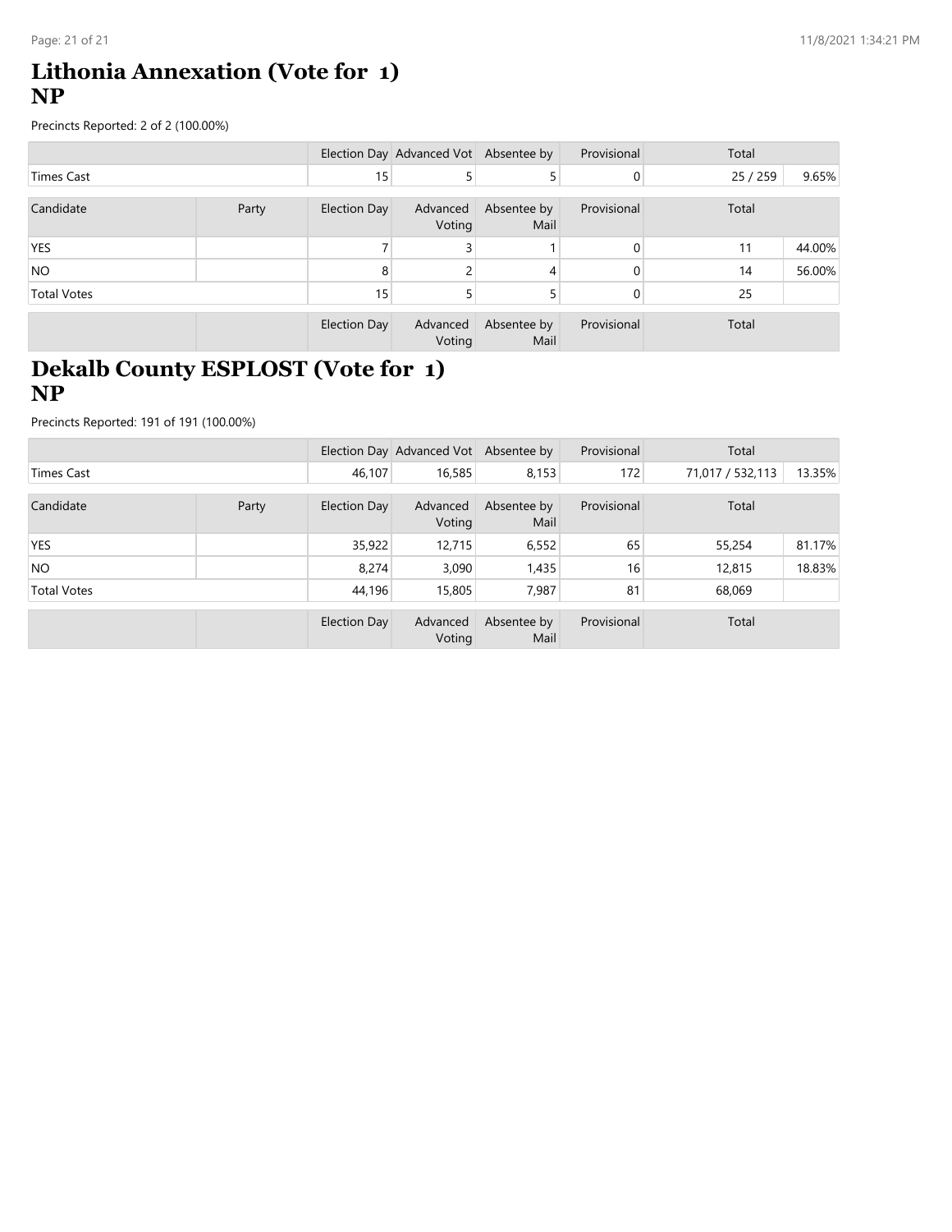# Lithonia Annexation (Vote for 1)
# NP

Precincts Reported: 2 of 2 (100.00%)

| | | Election Day | Advanced Vot | Absentee by | Provisional | Total | |
|---|---|---|---|---|---|---|---|
| Times Cast | | 15 | 5 | 5 | 0 | 25 / 259 | 9.65% |

| Candidate | Party | Election Day | Advanced Voting | Absentee by Mail | Provisional | Total | |
|---|---|---|---|---|---|---|---|
| YES | | 7 | 3 | 1 | 0 | 11 | 44.00% |
| NO | | 8 | 2 | 4 | 0 | 14 | 56.00% |
| Total Votes | | 15 | 5 | 5 | 0 | 25 | |
| | | Election Day | Advanced Voting | Absentee by Mail | Provisional | Total | |

# Dekalb County ESPLOST (Vote for 1)
# NP

Precincts Reported: 191 of 191 (100.00%)

| | | Election Day | Advanced Vot | Absentee by | Provisional | Total | |
|---|---|---|---|---|---|---|---|
| Times Cast | | 46,107 | 16,585 | 8,153 | 172 | 71,017 / 532,113 | 13.35% |

| Candidate | Party | Election Day | Advanced Voting | Absentee by Mail | Provisional | Total | |
|---|---|---|---|---|---|---|---|
| YES | | 35,922 | 12,715 | 6,552 | 65 | 55,254 | 81.17% |
| NO | | 8,274 | 3,090 | 1,435 | 16 | 12,815 | 18.83% |
| Total Votes | | 44,196 | 15,805 | 7,987 | 81 | 68,069 | |
| | | Election Day | Advanced Voting | Absentee by Mail | Provisional | Total | |